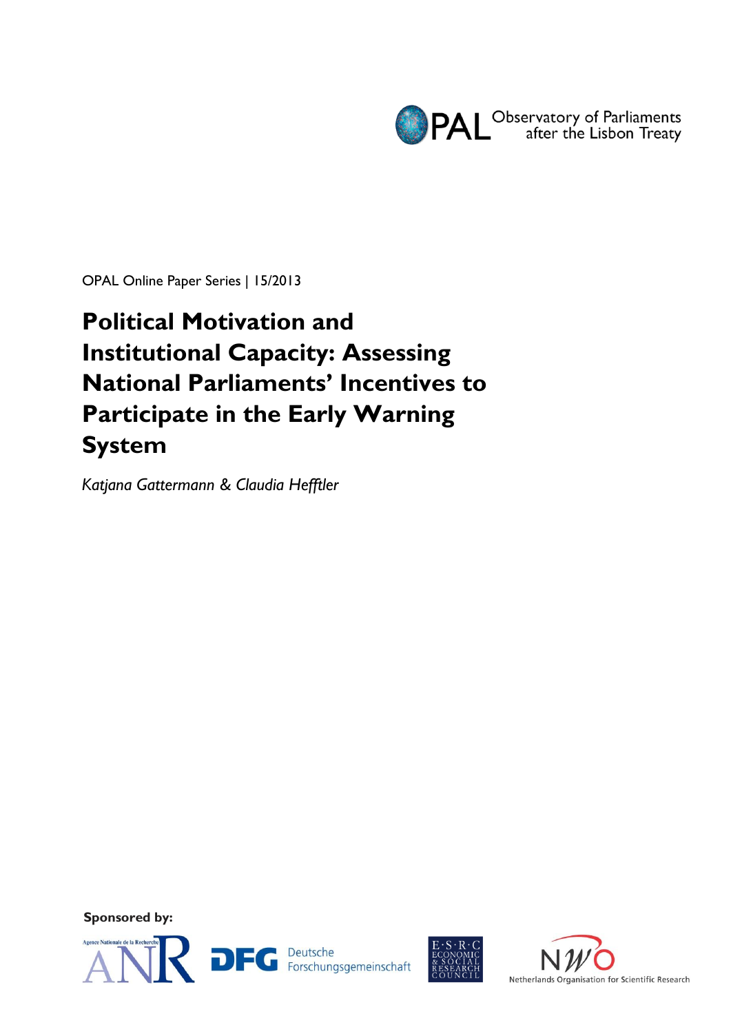OPAL Observatory of Parliaments after the Lisbon Treaty

OPAL Online Paper Series | 15/2013

# Political Motivation and Institutional Capacity: Assessing National Parliaments' Incentives to Participate in the Early Warning System

*Katjana Gattermann & Claudia Hefftler*

**Sponsored by:**

Agence Nationale de la Recherche ANR

DFG Deutsche Forschungsgemeinschaft

E·S·R·C Economic & Social Research Council

NWO Netherlands Organisation for Scientific Research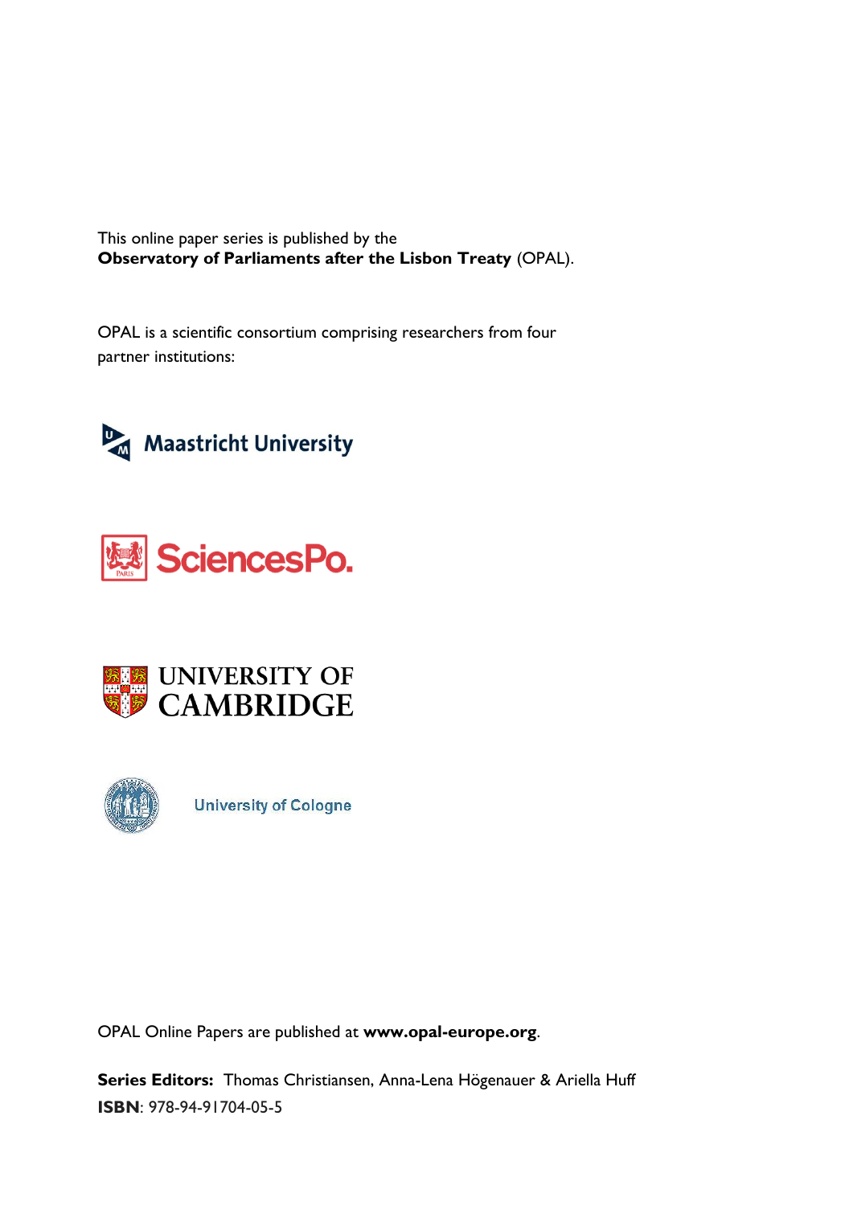This online paper series is published by the
**Observatory of Parliaments after the Lisbon Treaty** (OPAL).

OPAL is a scientific consortium comprising researchers from four partner institutions:

Maastricht University

SciencesPo.

UNIVERSITY OF CAMBRIDGE

University of Cologne

OPAL Online Papers are published at **www.opal-europe.org**.

**Series Editors:** Thomas Christiansen, Anna-Lena Högenauer & Ariella Huff
**ISBN**: 978-94-91704-05-5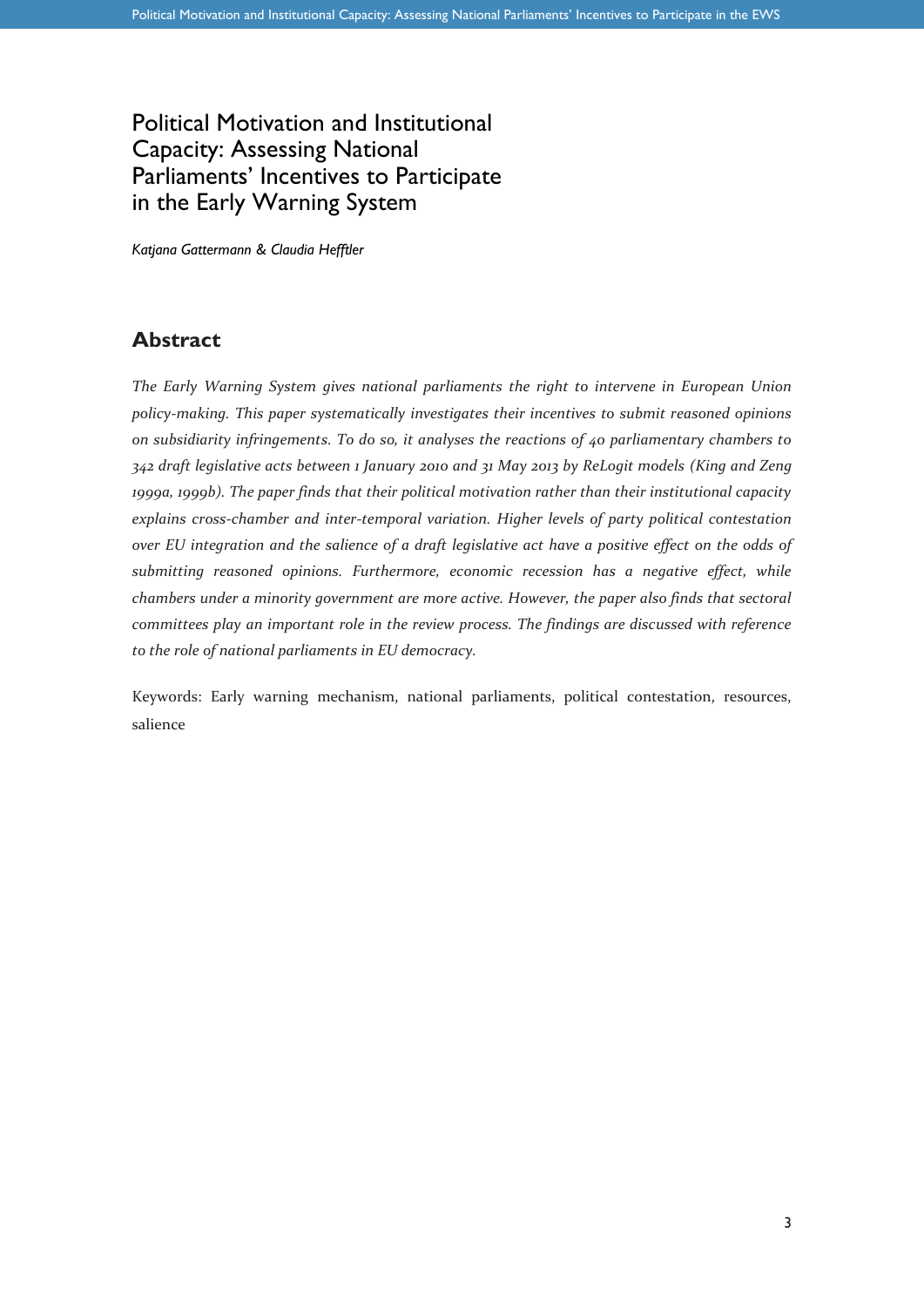# Political Motivation and Institutional Capacity: Assessing National Parliaments' Incentives to Participate in the Early Warning System

*Katjana Gattermann & Claudia Hefftler*

## Abstract

*The Early Warning System gives national parliaments the right to intervene in European Union policy-making. This paper systematically investigates their incentives to submit reasoned opinions on subsidiarity infringements. To do so, it analyses the reactions of 40 parliamentary chambers to 342 draft legislative acts between 1 January 2010 and 31 May 2013 by ReLogit models (King and Zeng 1999a, 1999b). The paper finds that their political motivation rather than their institutional capacity explains cross-chamber and inter-temporal variation. Higher levels of party political contestation over EU integration and the salience of a draft legislative act have a positive effect on the odds of submitting reasoned opinions. Furthermore, economic recession has a negative effect, while chambers under a minority government are more active. However, the paper also finds that sectoral committees play an important role in the review process. The findings are discussed with reference to the role of national parliaments in EU democracy.*

Keywords: Early warning mechanism, national parliaments, political contestation, resources, salience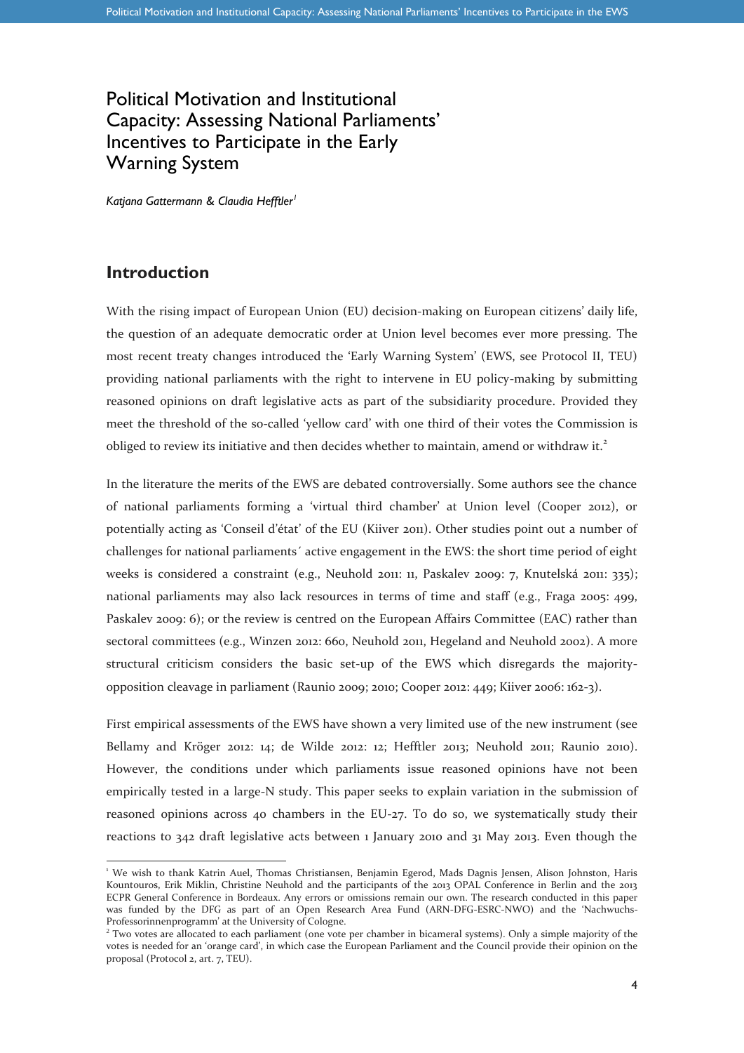# Political Motivation and Institutional Capacity: Assessing National Parliaments' Incentives to Participate in the Early Warning System

*Katjana Gattermann & Claudia Hefftler*[1]

## Introduction

With the rising impact of European Union (EU) decision-making on European citizens' daily life, the question of an adequate democratic order at Union level becomes ever more pressing. The most recent treaty changes introduced the 'Early Warning System' (EWS, see Protocol II, TEU) providing national parliaments with the right to intervene in EU policy-making by submitting reasoned opinions on draft legislative acts as part of the subsidiarity procedure. Provided they meet the threshold of the so-called 'yellow card' with one third of their votes the Commission is obliged to review its initiative and then decides whether to maintain, amend or withdraw it.[2]

In the literature the merits of the EWS are debated controversially. Some authors see the chance of national parliaments forming a 'virtual third chamber' at Union level (Cooper 2012), or potentially acting as 'Conseil d'état' of the EU (Kiiver 2011). Other studies point out a number of challenges for national parliaments´ active engagement in the EWS: the short time period of eight weeks is considered a constraint (e.g., Neuhold 2011: 11, Paskalev 2009: 7, Knutelská 2011: 335); national parliaments may also lack resources in terms of time and staff (e.g., Fraga 2005: 499, Paskalev 2009: 6); or the review is centred on the European Affairs Committee (EAC) rather than sectoral committees (e.g., Winzen 2012: 660, Neuhold 2011, Hegeland and Neuhold 2002). A more structural criticism considers the basic set-up of the EWS which disregards the majority-opposition cleavage in parliament (Raunio 2009; 2010; Cooper 2012: 449; Kiiver 2006: 162-3).

First empirical assessments of the EWS have shown a very limited use of the new instrument (see Bellamy and Kröger 2012: 14; de Wilde 2012: 12; Hefftler 2013; Neuhold 2011; Raunio 2010). However, the conditions under which parliaments issue reasoned opinions have not been empirically tested in a large-N study. This paper seeks to explain variation in the submission of reasoned opinions across 40 chambers in the EU-27. To do so, we systematically study their reactions to 342 draft legislative acts between 1 January 2010 and 31 May 2013. Even though the

---

[1] We wish to thank Katrin Auel, Thomas Christiansen, Benjamin Egerod, Mads Dagnis Jensen, Alison Johnston, Haris Kountouros, Erik Miklin, Christine Neuhold and the participants of the 2013 OPAL Conference in Berlin and the 2013 ECPR General Conference in Bordeaux. Any errors or omissions remain our own. The research conducted in this paper was funded by the DFG as part of an Open Research Area Fund (ARN-DFG-ESRC-NWO) and the 'Nachwuchs-Professorinnenprogramm' at the University of Cologne.

[2] Two votes are allocated to each parliament (one vote per chamber in bicameral systems). Only a simple majority of the votes is needed for an 'orange card', in which case the European Parliament and the Council provide their opinion on the proposal (Protocol 2, art. 7, TEU).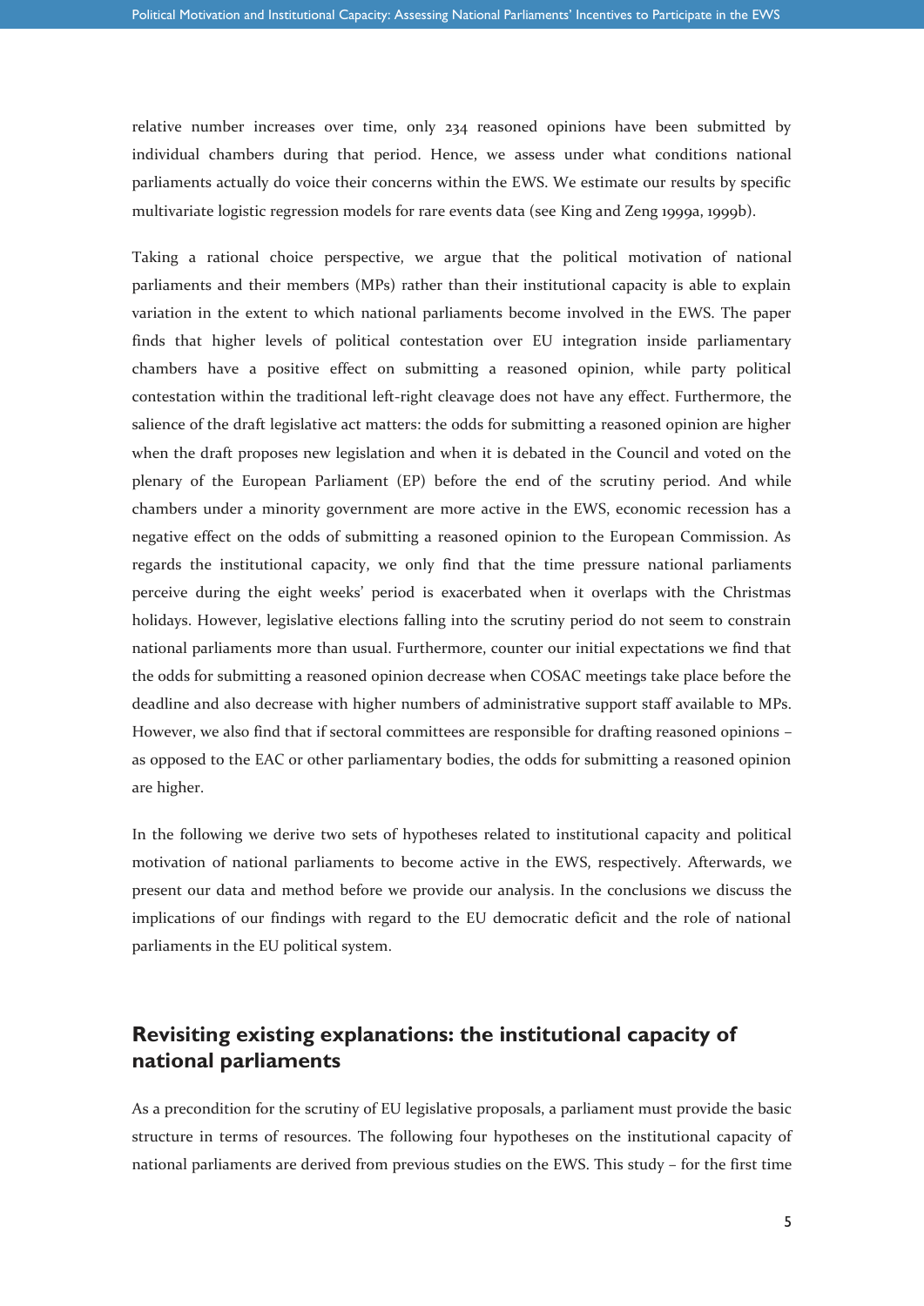relative number increases over time, only 234 reasoned opinions have been submitted by individual chambers during that period. Hence, we assess under what conditions national parliaments actually do voice their concerns within the EWS. We estimate our results by specific multivariate logistic regression models for rare events data (see King and Zeng 1999a, 1999b).

Taking a rational choice perspective, we argue that the political motivation of national parliaments and their members (MPs) rather than their institutional capacity is able to explain variation in the extent to which national parliaments become involved in the EWS. The paper finds that higher levels of political contestation over EU integration inside parliamentary chambers have a positive effect on submitting a reasoned opinion, while party political contestation within the traditional left-right cleavage does not have any effect. Furthermore, the salience of the draft legislative act matters: the odds for submitting a reasoned opinion are higher when the draft proposes new legislation and when it is debated in the Council and voted on the plenary of the European Parliament (EP) before the end of the scrutiny period. And while chambers under a minority government are more active in the EWS, economic recession has a negative effect on the odds of submitting a reasoned opinion to the European Commission. As regards the institutional capacity, we only find that the time pressure national parliaments perceive during the eight weeks' period is exacerbated when it overlaps with the Christmas holidays. However, legislative elections falling into the scrutiny period do not seem to constrain national parliaments more than usual. Furthermore, counter our initial expectations we find that the odds for submitting a reasoned opinion decrease when COSAC meetings take place before the deadline and also decrease with higher numbers of administrative support staff available to MPs. However, we also find that if sectoral committees are responsible for drafting reasoned opinions – as opposed to the EAC or other parliamentary bodies, the odds for submitting a reasoned opinion are higher.

In the following we derive two sets of hypotheses related to institutional capacity and political motivation of national parliaments to become active in the EWS, respectively. Afterwards, we present our data and method before we provide our analysis. In the conclusions we discuss the implications of our findings with regard to the EU democratic deficit and the role of national parliaments in the EU political system.

## Revisiting existing explanations: the institutional capacity of national parliaments

As a precondition for the scrutiny of EU legislative proposals, a parliament must provide the basic structure in terms of resources. The following four hypotheses on the institutional capacity of national parliaments are derived from previous studies on the EWS. This study – for the first time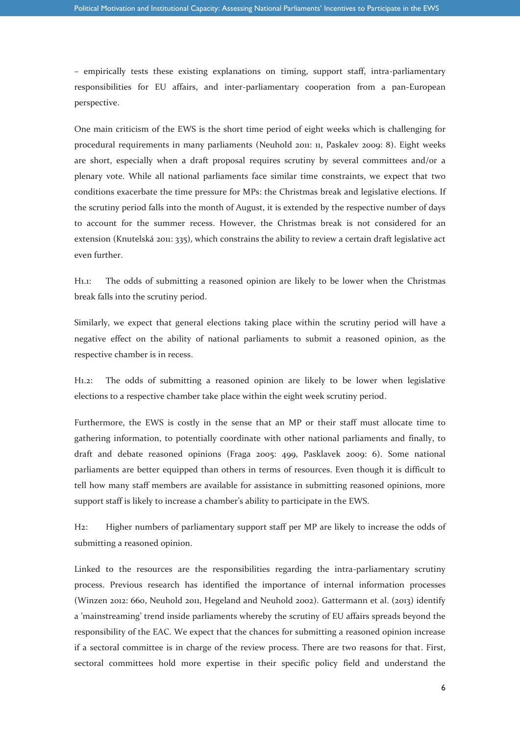– empirically tests these existing explanations on timing, support staff, intra-parliamentary responsibilities for EU affairs, and inter-parliamentary cooperation from a pan-European perspective.

One main criticism of the EWS is the short time period of eight weeks which is challenging for procedural requirements in many parliaments (Neuhold 2011: 11, Paskalev 2009: 8). Eight weeks are short, especially when a draft proposal requires scrutiny by several committees and/or a plenary vote. While all national parliaments face similar time constraints, we expect that two conditions exacerbate the time pressure for MPs: the Christmas break and legislative elections. If the scrutiny period falls into the month of August, it is extended by the respective number of days to account for the summer recess. However, the Christmas break is not considered for an extension (Knutelská 2011: 335), which constrains the ability to review a certain draft legislative act even further.

H1.1: The odds of submitting a reasoned opinion are likely to be lower when the Christmas break falls into the scrutiny period.

Similarly, we expect that general elections taking place within the scrutiny period will have a negative effect on the ability of national parliaments to submit a reasoned opinion, as the respective chamber is in recess.

H1.2: The odds of submitting a reasoned opinion are likely to be lower when legislative elections to a respective chamber take place within the eight week scrutiny period.

Furthermore, the EWS is costly in the sense that an MP or their staff must allocate time to gathering information, to potentially coordinate with other national parliaments and finally, to draft and debate reasoned opinions (Fraga 2005: 499, Pasklavek 2009: 6). Some national parliaments are better equipped than others in terms of resources. Even though it is difficult to tell how many staff members are available for assistance in submitting reasoned opinions, more support staff is likely to increase a chamber's ability to participate in the EWS.

H2: Higher numbers of parliamentary support staff per MP are likely to increase the odds of submitting a reasoned opinion.

Linked to the resources are the responsibilities regarding the intra-parliamentary scrutiny process. Previous research has identified the importance of internal information processes (Winzen 2012: 660, Neuhold 2011, Hegeland and Neuhold 2002). Gattermann et al. (2013) identify a 'mainstreaming' trend inside parliaments whereby the scrutiny of EU affairs spreads beyond the responsibility of the EAC. We expect that the chances for submitting a reasoned opinion increase if a sectoral committee is in charge of the review process. There are two reasons for that. First, sectoral committees hold more expertise in their specific policy field and understand the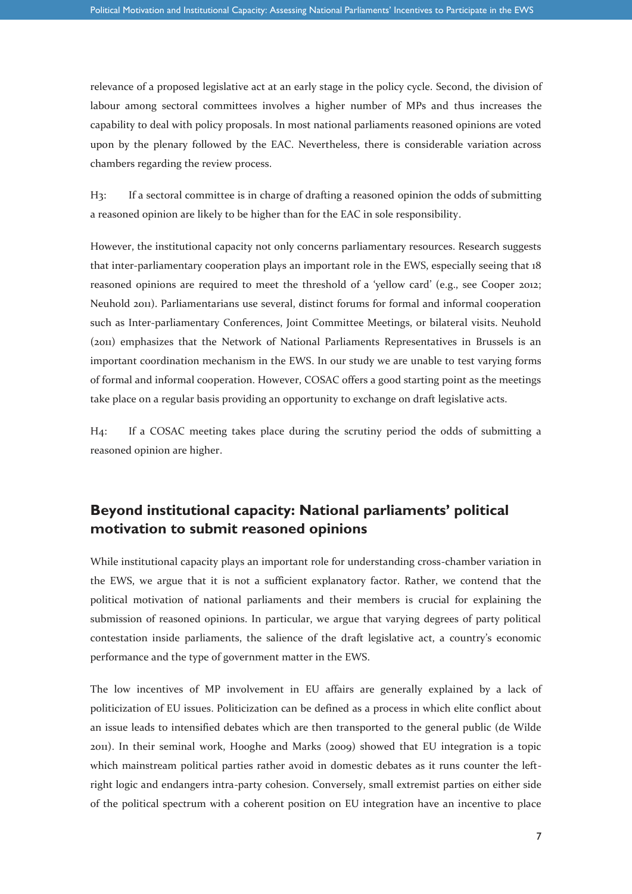relevance of a proposed legislative act at an early stage in the policy cycle. Second, the division of labour among sectoral committees involves a higher number of MPs and thus increases the capability to deal with policy proposals. In most national parliaments reasoned opinions are voted upon by the plenary followed by the EAC. Nevertheless, there is considerable variation across chambers regarding the review process.

H3: If a sectoral committee is in charge of drafting a reasoned opinion the odds of submitting a reasoned opinion are likely to be higher than for the EAC in sole responsibility.

However, the institutional capacity not only concerns parliamentary resources. Research suggests that inter-parliamentary cooperation plays an important role in the EWS, especially seeing that 18 reasoned opinions are required to meet the threshold of a 'yellow card' (e.g., see Cooper 2012; Neuhold 2011). Parliamentarians use several, distinct forums for formal and informal cooperation such as Inter-parliamentary Conferences, Joint Committee Meetings, or bilateral visits. Neuhold (2011) emphasizes that the Network of National Parliaments Representatives in Brussels is an important coordination mechanism in the EWS. In our study we are unable to test varying forms of formal and informal cooperation. However, COSAC offers a good starting point as the meetings take place on a regular basis providing an opportunity to exchange on draft legislative acts.

H4: If a COSAC meeting takes place during the scrutiny period the odds of submitting a reasoned opinion are higher.

## Beyond institutional capacity: National parliaments' political motivation to submit reasoned opinions

While institutional capacity plays an important role for understanding cross-chamber variation in the EWS, we argue that it is not a sufficient explanatory factor. Rather, we contend that the political motivation of national parliaments and their members is crucial for explaining the submission of reasoned opinions. In particular, we argue that varying degrees of party political contestation inside parliaments, the salience of the draft legislative act, a country's economic performance and the type of government matter in the EWS.

The low incentives of MP involvement in EU affairs are generally explained by a lack of politicization of EU issues. Politicization can be defined as a process in which elite conflict about an issue leads to intensified debates which are then transported to the general public (de Wilde 2011). In their seminal work, Hooghe and Marks (2009) showed that EU integration is a topic which mainstream political parties rather avoid in domestic debates as it runs counter the left-right logic and endangers intra-party cohesion. Conversely, small extremist parties on either side of the political spectrum with a coherent position on EU integration have an incentive to place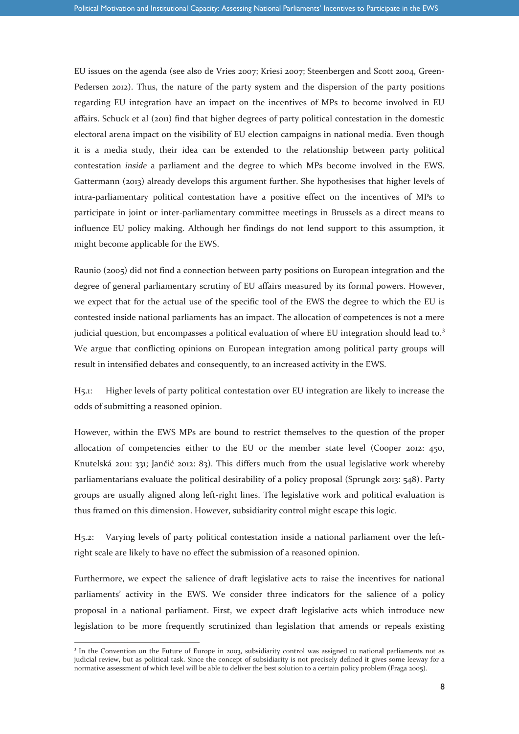EU issues on the agenda (see also de Vries 2007; Kriesi 2007; Steenbergen and Scott 2004, Green-Pedersen 2012). Thus, the nature of the party system and the dispersion of the party positions regarding EU integration have an impact on the incentives of MPs to become involved in EU affairs. Schuck et al (2011) find that higher degrees of party political contestation in the domestic electoral arena impact on the visibility of EU election campaigns in national media. Even though it is a media study, their idea can be extended to the relationship between party political contestation *inside* a parliament and the degree to which MPs become involved in the EWS. Gattermann (2013) already develops this argument further. She hypothesises that higher levels of intra-parliamentary political contestation have a positive effect on the incentives of MPs to participate in joint or inter-parliamentary committee meetings in Brussels as a direct means to influence EU policy making. Although her findings do not lend support to this assumption, it might become applicable for the EWS.

Raunio (2005) did not find a connection between party positions on European integration and the degree of general parliamentary scrutiny of EU affairs measured by its formal powers. However, we expect that for the actual use of the specific tool of the EWS the degree to which the EU is contested inside national parliaments has an impact. The allocation of competences is not a mere judicial question, but encompasses a political evaluation of where EU integration should lead to.[3] We argue that conflicting opinions on European integration among political party groups will result in intensified debates and consequently, to an increased activity in the EWS.

H5.1: Higher levels of party political contestation over EU integration are likely to increase the odds of submitting a reasoned opinion.

However, within the EWS MPs are bound to restrict themselves to the question of the proper allocation of competencies either to the EU or the member state level (Cooper 2012: 450, Knutelská 2011: 331; Jančić 2012: 83). This differs much from the usual legislative work whereby parliamentarians evaluate the political desirability of a policy proposal (Sprungk 2013: 548). Party groups are usually aligned along left-right lines. The legislative work and political evaluation is thus framed on this dimension. However, subsidiarity control might escape this logic.

H5.2: Varying levels of party political contestation inside a national parliament over the left-right scale are likely to have no effect the submission of a reasoned opinion.

Furthermore, we expect the salience of draft legislative acts to raise the incentives for national parliaments' activity in the EWS. We consider three indicators for the salience of a policy proposal in a national parliament. First, we expect draft legislative acts which introduce new legislation to be more frequently scrutinized than legislation that amends or repeals existing

[3] In the Convention on the Future of Europe in 2003, subsidiarity control was assigned to national parliaments not as judicial review, but as political task. Since the concept of subsidiarity is not precisely defined it gives some leeway for a normative assessment of which level will be able to deliver the best solution to a certain policy problem (Fraga 2005).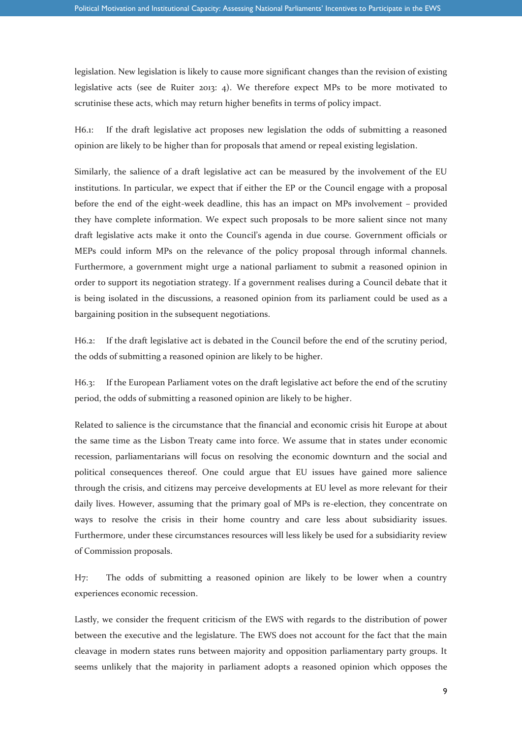legislation. New legislation is likely to cause more significant changes than the revision of existing legislative acts (see de Ruiter 2013: 4). We therefore expect MPs to be more motivated to scrutinise these acts, which may return higher benefits in terms of policy impact.

H6.1: If the draft legislative act proposes new legislation the odds of submitting a reasoned opinion are likely to be higher than for proposals that amend or repeal existing legislation.

Similarly, the salience of a draft legislative act can be measured by the involvement of the EU institutions. In particular, we expect that if either the EP or the Council engage with a proposal before the end of the eight-week deadline, this has an impact on MPs involvement – provided they have complete information. We expect such proposals to be more salient since not many draft legislative acts make it onto the Council's agenda in due course. Government officials or MEPs could inform MPs on the relevance of the policy proposal through informal channels. Furthermore, a government might urge a national parliament to submit a reasoned opinion in order to support its negotiation strategy. If a government realises during a Council debate that it is being isolated in the discussions, a reasoned opinion from its parliament could be used as a bargaining position in the subsequent negotiations.

H6.2: If the draft legislative act is debated in the Council before the end of the scrutiny period, the odds of submitting a reasoned opinion are likely to be higher.

H6.3: If the European Parliament votes on the draft legislative act before the end of the scrutiny period, the odds of submitting a reasoned opinion are likely to be higher.

Related to salience is the circumstance that the financial and economic crisis hit Europe at about the same time as the Lisbon Treaty came into force. We assume that in states under economic recession, parliamentarians will focus on resolving the economic downturn and the social and political consequences thereof. One could argue that EU issues have gained more salience through the crisis, and citizens may perceive developments at EU level as more relevant for their daily lives. However, assuming that the primary goal of MPs is re-election, they concentrate on ways to resolve the crisis in their home country and care less about subsidiarity issues. Furthermore, under these circumstances resources will less likely be used for a subsidiarity review of Commission proposals.

H7: The odds of submitting a reasoned opinion are likely to be lower when a country experiences economic recession.

Lastly, we consider the frequent criticism of the EWS with regards to the distribution of power between the executive and the legislature. The EWS does not account for the fact that the main cleavage in modern states runs between majority and opposition parliamentary party groups. It seems unlikely that the majority in parliament adopts a reasoned opinion which opposes the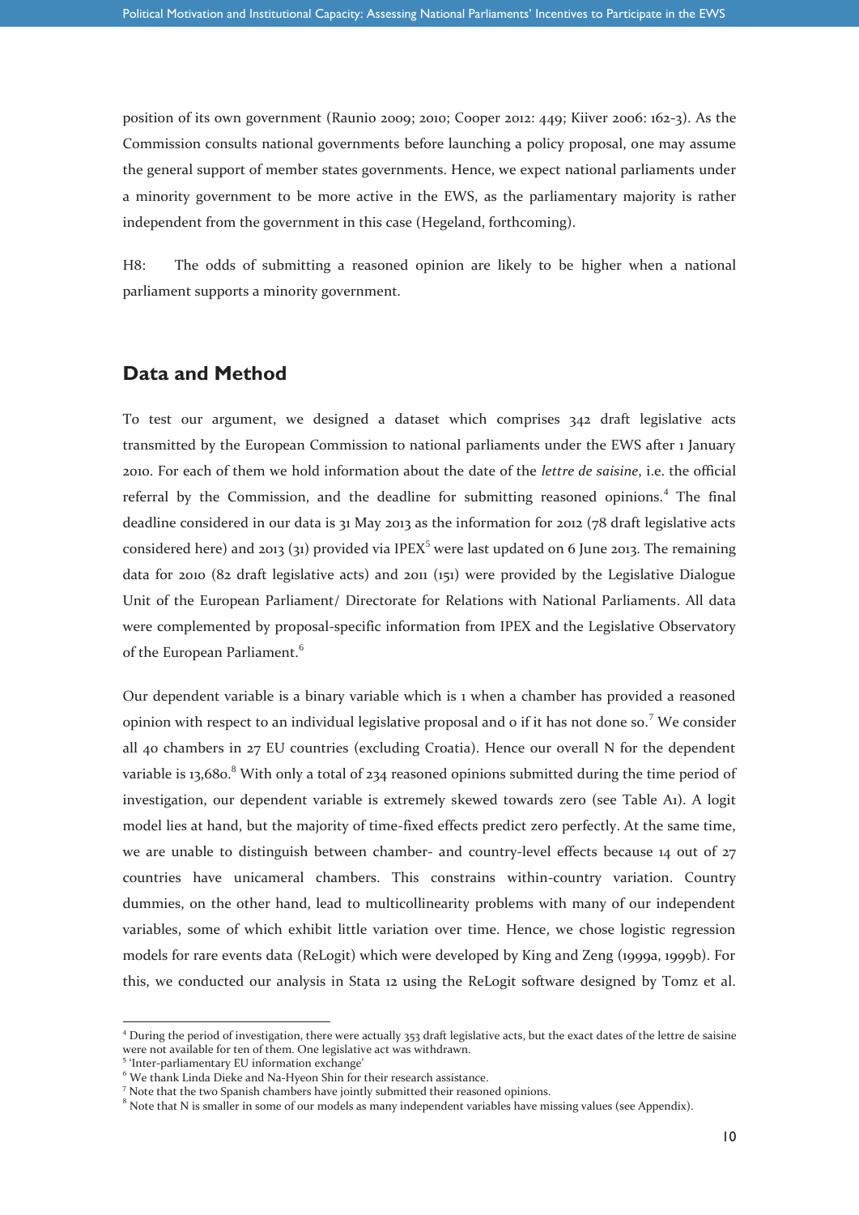position of its own government (Raunio 2009; 2010; Cooper 2012: 449; Kiiver 2006: 162-3). As the Commission consults national governments before launching a policy proposal, one may assume the general support of member states governments. Hence, we expect national parliaments under a minority government to be more active in the EWS, as the parliamentary majority is rather independent from the government in this case (Hegeland, forthcoming).

H8: The odds of submitting a reasoned opinion are likely to be higher when a national parliament supports a minority government.

## Data and Method

To test our argument, we designed a dataset which comprises 342 draft legislative acts transmitted by the European Commission to national parliaments under the EWS after 1 January 2010. For each of them we hold information about the date of the *lettre de saisine*, i.e. the official referral by the Commission, and the deadline for submitting reasoned opinions.[4] The final deadline considered in our data is 31 May 2013 as the information for 2012 (78 draft legislative acts considered here) and 2013 (31) provided via IPEX[5] were last updated on 6 June 2013. The remaining data for 2010 (82 draft legislative acts) and 2011 (151) were provided by the Legislative Dialogue Unit of the European Parliament/ Directorate for Relations with National Parliaments. All data were complemented by proposal-specific information from IPEX and the Legislative Observatory of the European Parliament.[6]

Our dependent variable is a binary variable which is 1 when a chamber has provided a reasoned opinion with respect to an individual legislative proposal and 0 if it has not done so.[7] We consider all 40 chambers in 27 EU countries (excluding Croatia). Hence our overall N for the dependent variable is 13,680.[8] With only a total of 234 reasoned opinions submitted during the time period of investigation, our dependent variable is extremely skewed towards zero (see Table A1). A logit model lies at hand, but the majority of time-fixed effects predict zero perfectly. At the same time, we are unable to distinguish between chamber- and country-level effects because 14 out of 27 countries have unicameral chambers. This constrains within-country variation. Country dummies, on the other hand, lead to multicollinearity problems with many of our independent variables, some of which exhibit little variation over time. Hence, we chose logistic regression models for rare events data (ReLogit) which were developed by King and Zeng (1999a, 1999b). For this, we conducted our analysis in Stata 12 using the ReLogit software designed by Tomz et al.

---

[4] During the period of investigation, there were actually 353 draft legislative acts, but the exact dates of the lettre de saisine were not available for ten of them. One legislative act was withdrawn.

[5] 'Inter-parliamentary EU information exchange'

[6] We thank Linda Dieke and Na-Hyeon Shin for their research assistance.

[7] Note that the two Spanish chambers have jointly submitted their reasoned opinions.

[8] Note that N is smaller in some of our models as many independent variables have missing values (see Appendix).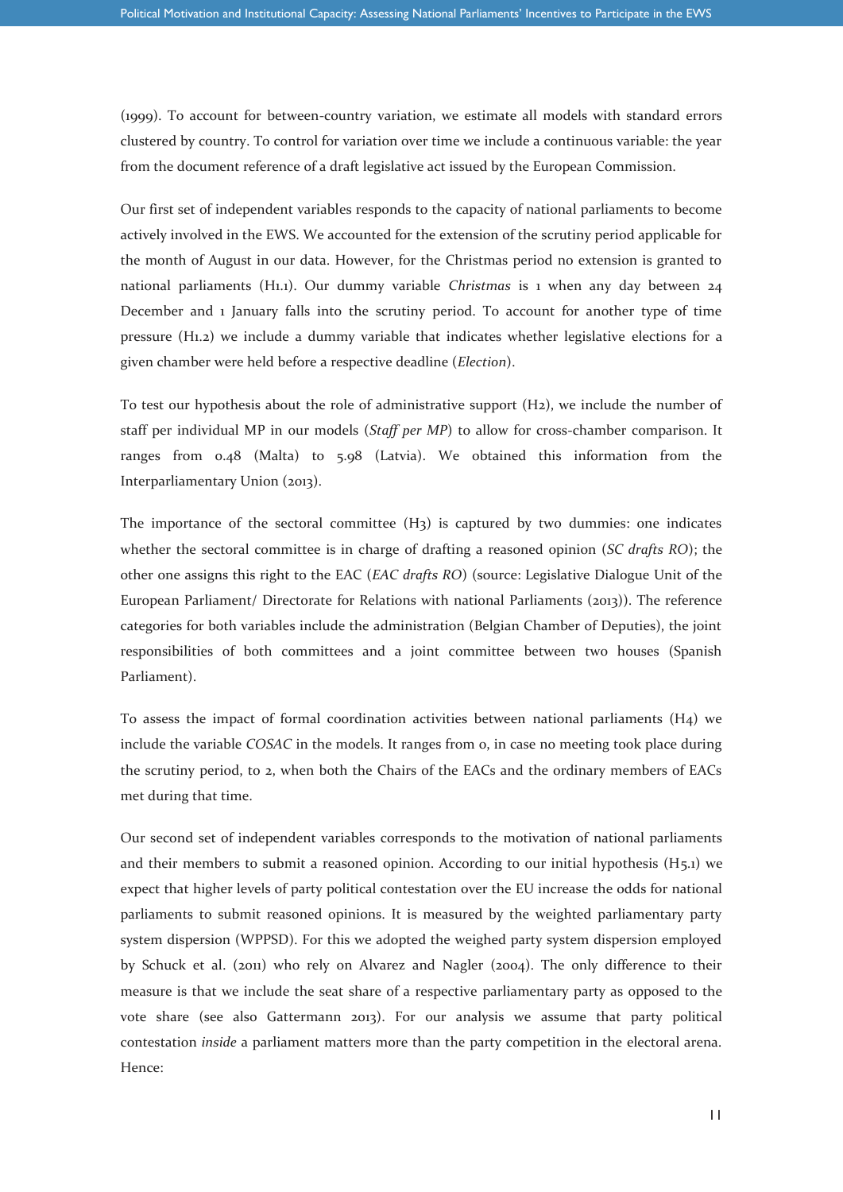(1999). To account for between-country variation, we estimate all models with standard errors clustered by country. To control for variation over time we include a continuous variable: the year from the document reference of a draft legislative act issued by the European Commission.

Our first set of independent variables responds to the capacity of national parliaments to become actively involved in the EWS. We accounted for the extension of the scrutiny period applicable for the month of August in our data. However, for the Christmas period no extension is granted to national parliaments (H1.1). Our dummy variable *Christmas* is 1 when any day between 24 December and 1 January falls into the scrutiny period. To account for another type of time pressure (H1.2) we include a dummy variable that indicates whether legislative elections for a given chamber were held before a respective deadline (*Election*).

To test our hypothesis about the role of administrative support (H2), we include the number of staff per individual MP in our models (*Staff per MP*) to allow for cross-chamber comparison. It ranges from 0.48 (Malta) to 5.98 (Latvia). We obtained this information from the Interparliamentary Union (2013).

The importance of the sectoral committee (H3) is captured by two dummies: one indicates whether the sectoral committee is in charge of drafting a reasoned opinion (*SC drafts RO*); the other one assigns this right to the EAC (*EAC drafts RO*) (source: Legislative Dialogue Unit of the European Parliament/ Directorate for Relations with national Parliaments (2013)). The reference categories for both variables include the administration (Belgian Chamber of Deputies), the joint responsibilities of both committees and a joint committee between two houses (Spanish Parliament).

To assess the impact of formal coordination activities between national parliaments (H4) we include the variable *COSAC* in the models. It ranges from 0, in case no meeting took place during the scrutiny period, to 2, when both the Chairs of the EACs and the ordinary members of EACs met during that time.

Our second set of independent variables corresponds to the motivation of national parliaments and their members to submit a reasoned opinion. According to our initial hypothesis (H5.1) we expect that higher levels of party political contestation over the EU increase the odds for national parliaments to submit reasoned opinions. It is measured by the weighted parliamentary party system dispersion (WPPSD). For this we adopted the weighed party system dispersion employed by Schuck et al. (2011) who rely on Alvarez and Nagler (2004). The only difference to their measure is that we include the seat share of a respective parliamentary party as opposed to the vote share (see also Gattermann 2013). For our analysis we assume that party political contestation *inside* a parliament matters more than the party competition in the electoral arena. Hence: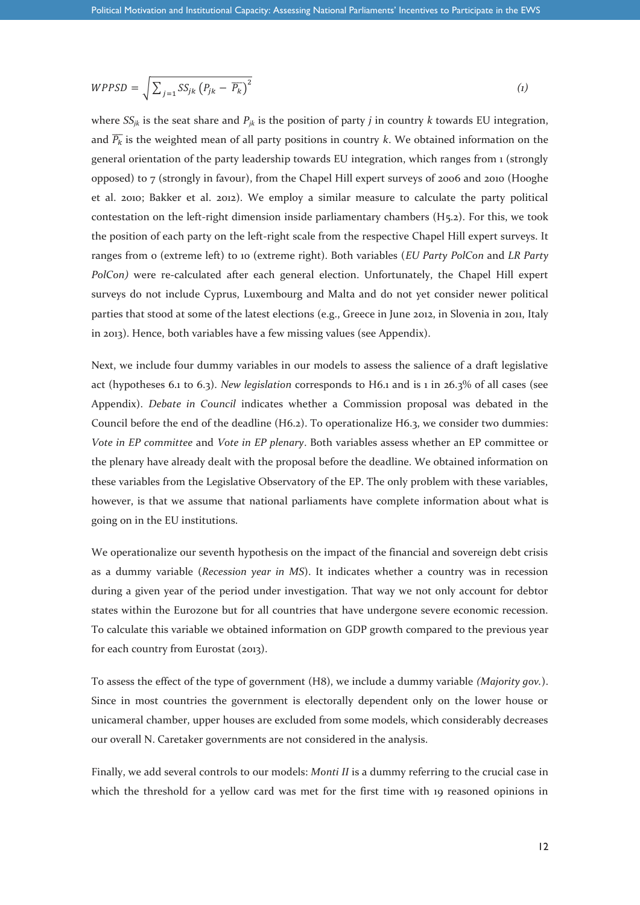$$WPPSD = \sqrt{\sum_{j=1} SS_{jk} \left(P_{jk} - \overline{P_k}\right)^2} \tag{1}$$

where $SS_{jk}$ is the seat share and $P_{jk}$ is the position of party $j$ in country $k$ towards EU integration, and $\overline{P_k}$ is the weighted mean of all party positions in country $k$. We obtained information on the general orientation of the party leadership towards EU integration, which ranges from 1 (strongly opposed) to 7 (strongly in favour), from the Chapel Hill expert surveys of 2006 and 2010 (Hooghe et al. 2010; Bakker et al. 2012). We employ a similar measure to calculate the party political contestation on the left-right dimension inside parliamentary chambers (H5.2). For this, we took the position of each party on the left-right scale from the respective Chapel Hill expert surveys. It ranges from 0 (extreme left) to 10 (extreme right). Both variables (*EU Party PolCon* and *LR Party PolCon)* were re-calculated after each general election. Unfortunately, the Chapel Hill expert surveys do not include Cyprus, Luxembourg and Malta and do not yet consider newer political parties that stood at some of the latest elections (e.g., Greece in June 2012, in Slovenia in 2011, Italy in 2013). Hence, both variables have a few missing values (see Appendix).

Next, we include four dummy variables in our models to assess the salience of a draft legislative act (hypotheses 6.1 to 6.3). *New legislation* corresponds to H6.1 and is 1 in 26.3% of all cases (see Appendix). *Debate in Council* indicates whether a Commission proposal was debated in the Council before the end of the deadline (H6.2). To operationalize H6.3, we consider two dummies: *Vote in EP committee* and *Vote in EP plenary*. Both variables assess whether an EP committee or the plenary have already dealt with the proposal before the deadline. We obtained information on these variables from the Legislative Observatory of the EP. The only problem with these variables, however, is that we assume that national parliaments have complete information about what is going on in the EU institutions.

We operationalize our seventh hypothesis on the impact of the financial and sovereign debt crisis as a dummy variable (*Recession year in MS*). It indicates whether a country was in recession during a given year of the period under investigation. That way we not only account for debtor states within the Eurozone but for all countries that have undergone severe economic recession. To calculate this variable we obtained information on GDP growth compared to the previous year for each country from Eurostat (2013).

To assess the effect of the type of government (H8), we include a dummy variable *(Majority gov.)*. Since in most countries the government is electorally dependent only on the lower house or unicameral chamber, upper houses are excluded from some models, which considerably decreases our overall N. Caretaker governments are not considered in the analysis.

Finally, we add several controls to our models: *Monti II* is a dummy referring to the crucial case in which the threshold for a yellow card was met for the first time with 19 reasoned opinions in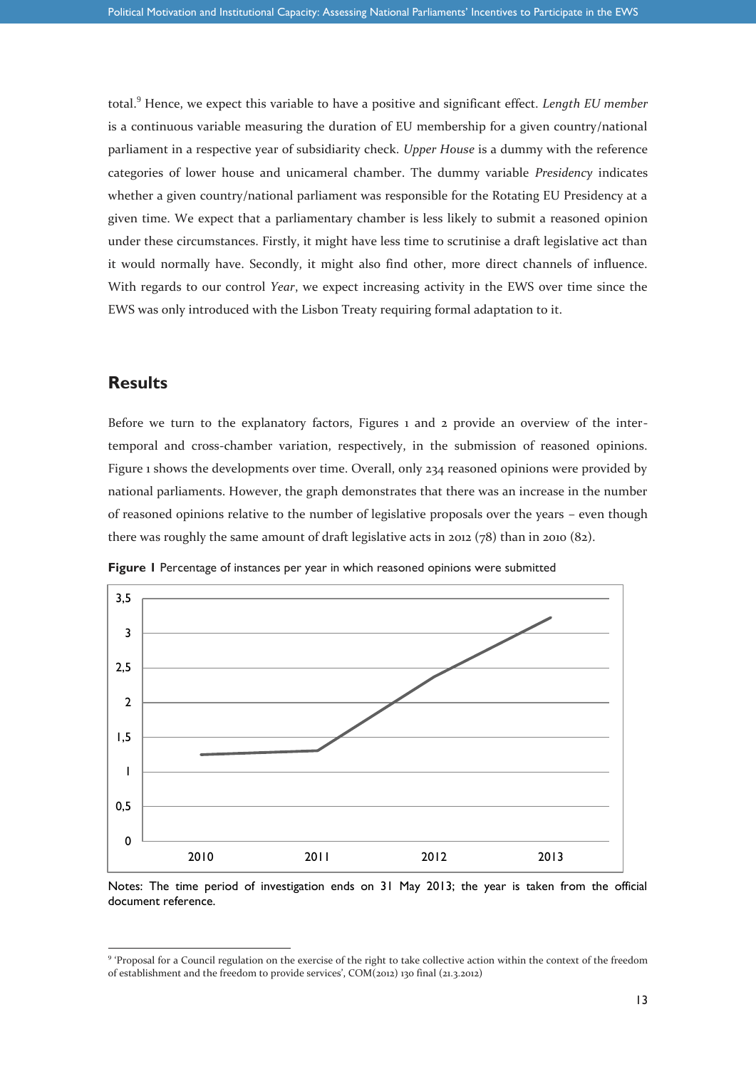total.[9] Hence, we expect this variable to have a positive and significant effect. *Length EU member* is a continuous variable measuring the duration of EU membership for a given country/national parliament in a respective year of subsidiarity check. *Upper House* is a dummy with the reference categories of lower house and unicameral chamber. The dummy variable *Presidency* indicates whether a given country/national parliament was responsible for the Rotating EU Presidency at a given time. We expect that a parliamentary chamber is less likely to submit a reasoned opinion under these circumstances. Firstly, it might have less time to scrutinise a draft legislative act than it would normally have. Secondly, it might also find other, more direct channels of influence. With regards to our control *Year*, we expect increasing activity in the EWS over time since the EWS was only introduced with the Lisbon Treaty requiring formal adaptation to it.

## Results

Before we turn to the explanatory factors, Figures 1 and 2 provide an overview of the inter-temporal and cross-chamber variation, respectively, in the submission of reasoned opinions. Figure 1 shows the developments over time. Overall, only 234 reasoned opinions were provided by national parliaments. However, the graph demonstrates that there was an increase in the number of reasoned opinions relative to the number of legislative proposals over the years – even though there was roughly the same amount of draft legislative acts in 2012 (78) than in 2010 (82).

**Figure 1** Percentage of instances per year in which reasoned opinions were submitted

Notes: The time period of investigation ends on 31 May 2013; the year is taken from the official document reference.

---

[9] 'Proposal for a Council regulation on the exercise of the right to take collective action within the context of the freedom of establishment and the freedom to provide services', COM(2012) 130 final (21.3.2012)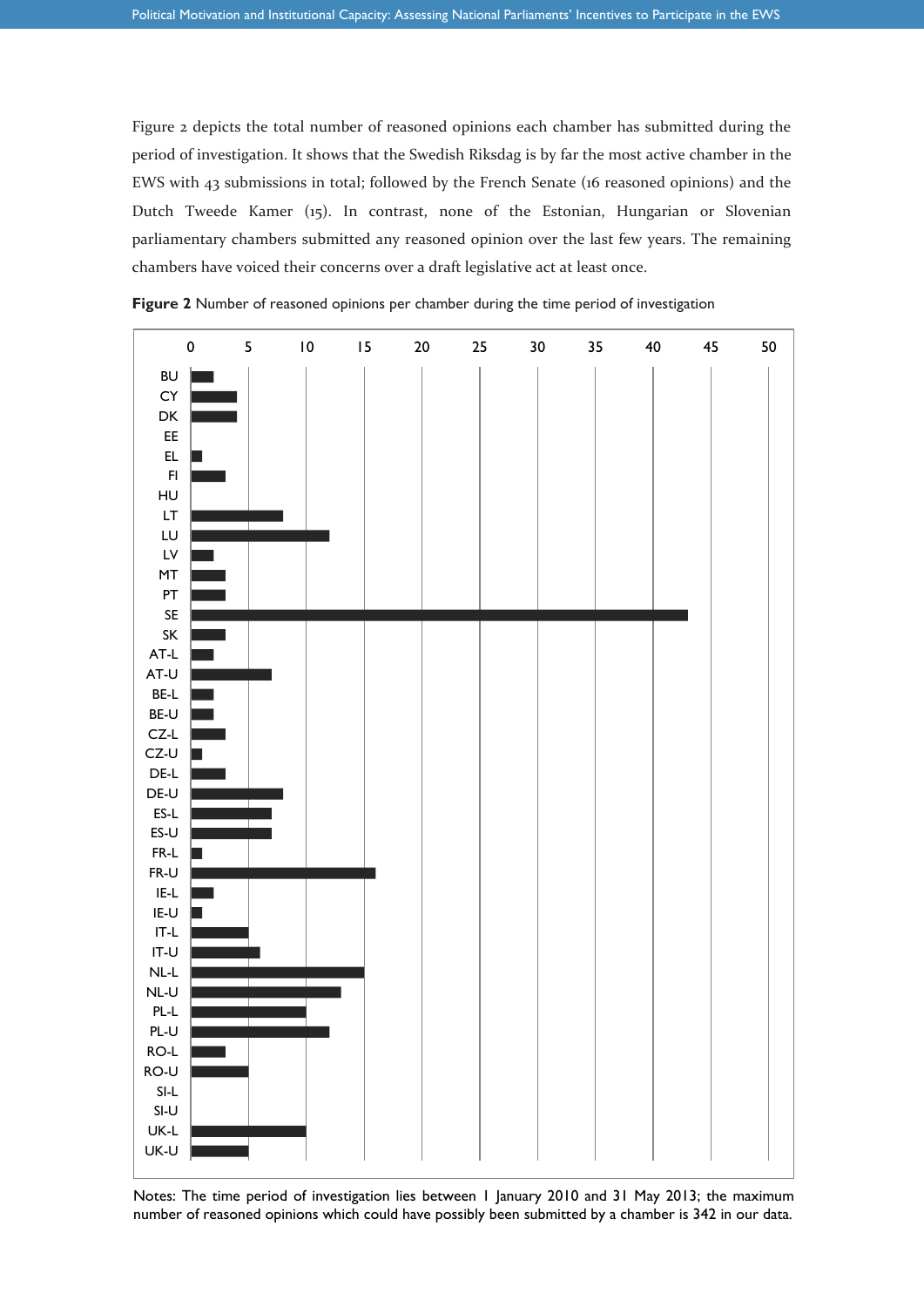Figure 2 depicts the total number of reasoned opinions each chamber has submitted during the period of investigation. It shows that the Swedish Riksdag is by far the most active chamber in the EWS with 43 submissions in total; followed by the French Senate (16 reasoned opinions) and the Dutch Tweede Kamer (15). In contrast, none of the Estonian, Hungarian or Slovenian parliamentary chambers submitted any reasoned opinion over the last few years. The remaining chambers have voiced their concerns over a draft legislative act at least once.

**Figure 2** Number of reasoned opinions per chamber during the time period of investigation

Notes: The time period of investigation lies between 1 January 2010 and 31 May 2013; the maximum number of reasoned opinions which could have possibly been submitted by a chamber is 342 in our data.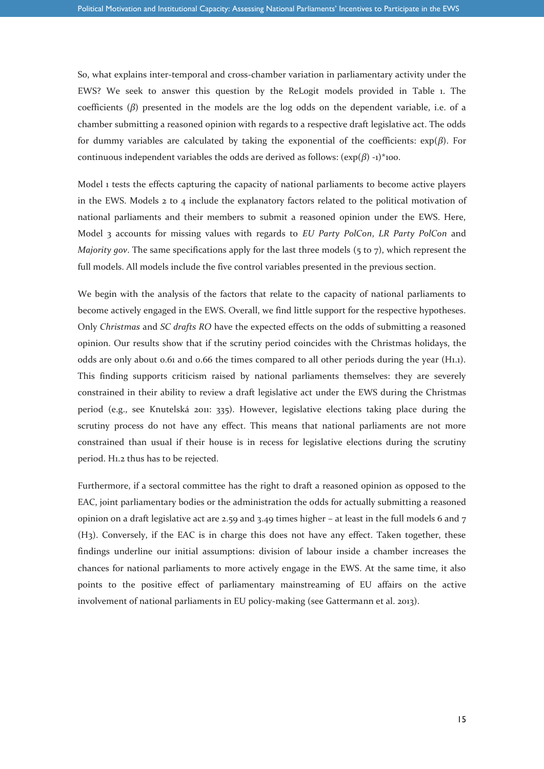So, what explains inter-temporal and cross-chamber variation in parliamentary activity under the EWS? We seek to answer this question by the ReLogit models provided in Table 1. The coefficients ($\beta$) presented in the models are the log odds on the dependent variable, i.e. of a chamber submitting a reasoned opinion with regards to a respective draft legislative act. The odds for dummy variables are calculated by taking the exponential of the coefficients: exp($\beta$). For continuous independent variables the odds are derived as follows: (exp($\beta$) -1)*100.

Model 1 tests the effects capturing the capacity of national parliaments to become active players in the EWS. Models 2 to 4 include the explanatory factors related to the political motivation of national parliaments and their members to submit a reasoned opinion under the EWS. Here, Model 3 accounts for missing values with regards to *EU Party PolCon*, *LR Party PolCon* and *Majority gov*. The same specifications apply for the last three models (5 to 7), which represent the full models. All models include the five control variables presented in the previous section.

We begin with the analysis of the factors that relate to the capacity of national parliaments to become actively engaged in the EWS. Overall, we find little support for the respective hypotheses. Only *Christmas* and *SC drafts RO* have the expected effects on the odds of submitting a reasoned opinion. Our results show that if the scrutiny period coincides with the Christmas holidays, the odds are only about 0.61 and 0.66 the times compared to all other periods during the year (H1.1). This finding supports criticism raised by national parliaments themselves: they are severely constrained in their ability to review a draft legislative act under the EWS during the Christmas period (e.g., see Knutelská 2011: 335). However, legislative elections taking place during the scrutiny process do not have any effect. This means that national parliaments are not more constrained than usual if their house is in recess for legislative elections during the scrutiny period. H1.2 thus has to be rejected.

Furthermore, if a sectoral committee has the right to draft a reasoned opinion as opposed to the EAC, joint parliamentary bodies or the administration the odds for actually submitting a reasoned opinion on a draft legislative act are 2.59 and 3.49 times higher – at least in the full models 6 and 7 (H3). Conversely, if the EAC is in charge this does not have any effect. Taken together, these findings underline our initial assumptions: division of labour inside a chamber increases the chances for national parliaments to more actively engage in the EWS. At the same time, it also points to the positive effect of parliamentary mainstreaming of EU affairs on the active involvement of national parliaments in EU policy-making (see Gattermann et al. 2013).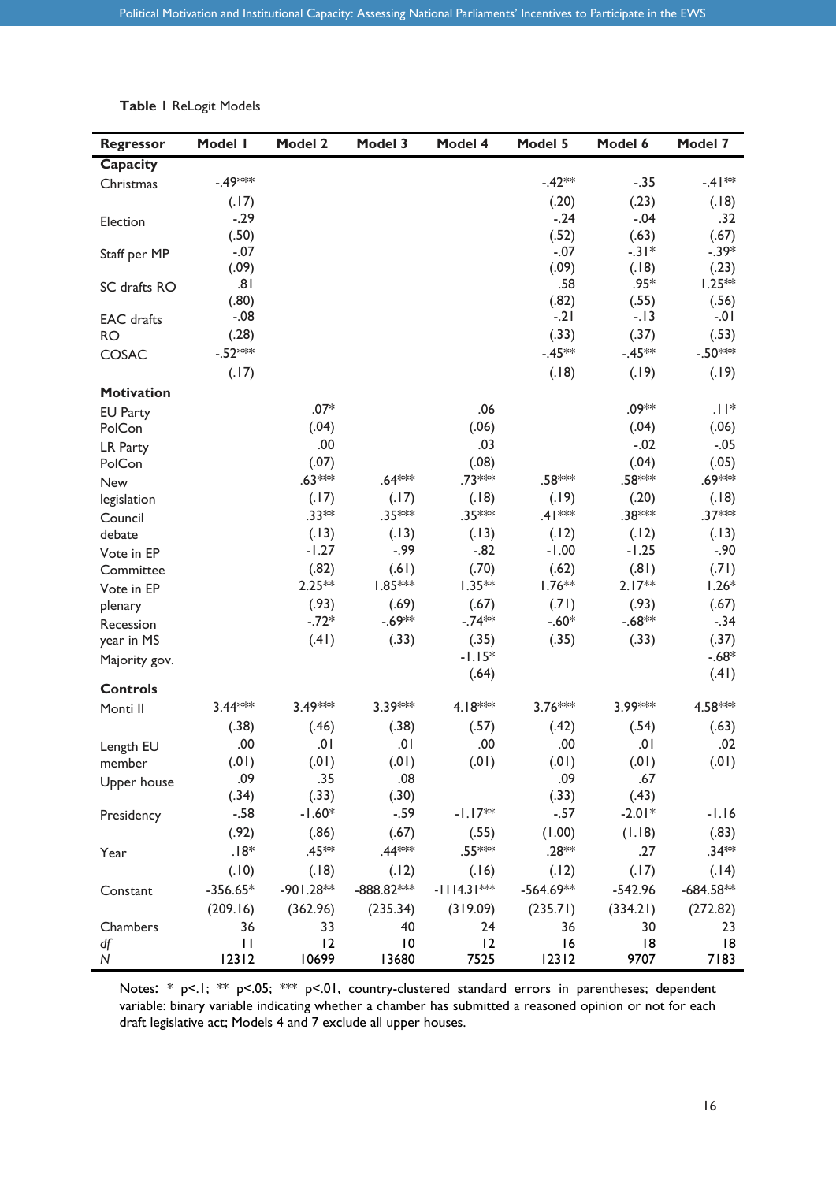**Table 1** ReLogit Models

| Regressor | Model 1 | Model 2 | Model 3 | Model 4 | Model 5 | Model 6 | Model 7 |
|---|---|---|---|---|---|---|---|
| **Capacity** | | | | | | | |
| Christmas | -.49*** | | | | -.42** | -.35 | -.41** |
| | (.17) | | | | (.20) | (.23) | (.18) |
| Election | -.29 | | | | -.24 | -.04 | .32 |
| | (.50) | | | | (.52) | (.63) | (.67) |
| Staff per MP | -.07 | | | | -.07 | -.31* | -.39* |
| | (.09) | | | | (.09) | (.18) | (.23) |
| SC drafts RO | .81 | | | | .58 | .95* | 1.25** |
| | (.80) | | | | (.82) | (.55) | (.56) |
| EAC drafts RO | -.08 | | | | -.21 | -.13 | -.01 |
| | (.28) | | | | (.33) | (.37) | (.53) |
| COSAC | -.52*** | | | | -.45** | -.45** | -.50*** |
| | (.17) | | | | (.18) | (.19) | (.19) |
| **Motivation** | | | | | | | |
| EU Party PolCon | | .07* | | .06 | | .09** | .11* |
| | | (.04) | | (.06) | | (.04) | (.06) |
| LR Party PolCon | | .00 | | .03 | | -.02 | -.05 |
| | | (.07) | | (.08) | | (.04) | (.05) |
| New legislation | | .63*** | .64*** | .73*** | .58*** | .58*** | .69*** |
| | | (.17) | (.17) | (.18) | (.19) | (.20) | (.18) |
| Council debate | | .33** | .35*** | .35*** | .41*** | .38*** | .37*** |
| | | (.13) | (.13) | (.13) | (.12) | (.12) | (.13) |
| Vote in EP Committee | | -1.27 | -.99 | -.82 | -1.00 | -1.25 | -.90 |
| | | (.82) | (.61) | (.70) | (.62) | (.81) | (.71) |
| Vote in EP plenary | | 2.25** | 1.85*** | 1.35** | 1.76** | 2.17** | 1.26* |
| | | (.93) | (.69) | (.67) | (.71) | (.93) | (.67) |
| Recession year in MS | | -.72* | -.69** | -.74** | -.60* | -.68** | -.34 |
| | | (.41) | (.33) | (.35) | (.35) | (.33) | (.37) |
| Majority gov. | | | | -1.15* | | | -.68* |
| | | | | (.64) | | | (.41) |
| **Controls** | | | | | | | |
| Monti II | 3.44*** | 3.49*** | 3.39*** | 4.18*** | 3.76*** | 3.99*** | 4.58*** |
| | (.38) | (.46) | (.38) | (.57) | (.42) | (.54) | (.63) |
| Length EU member | .00 | .01 | .01 | .00 | .00 | .01 | .02 |
| | (.01) | (.01) | (.01) | (.01) | (.01) | (.01) | (.01) |
| Upper house | .09 | .35 | .08 | | .09 | .67 | |
| | (.34) | (.33) | (.30) | | (.33) | (.43) | |
| Presidency | -.58 | -1.60* | -.59 | -1.17** | -.57 | -2.01* | -1.16 |
| | (.92) | (.86) | (.67) | (.55) | (1.00) | (1.18) | (.83) |
| Year | .18* | .45** | .44*** | .55*** | .28** | .27 | .34** |
| | (.10) | (.18) | (.12) | (.16) | (.12) | (.17) | (.14) |
| Constant | -356.65* | -901.28** | -888.82*** | -1114.31*** | -564.69** | -542.96 | -684.58** |
| | (209.16) | (362.96) | (235.34) | (319.09) | (235.71) | (334.21) | (272.82) |
| Chambers | 36 | 33 | 40 | 24 | 36 | 30 | 23 |
| *df* | 11 | 12 | 10 | 12 | 16 | 18 | 18 |
| *N* | 12312 | 10699 | 13680 | 7525 | 12312 | 9707 | 7183 |

Notes: * p<.1; ** p<.05; *** p<.01, country-clustered standard errors in parentheses; dependent variable: binary variable indicating whether a chamber has submitted a reasoned opinion or not for each draft legislative act; Models 4 and 7 exclude all upper houses.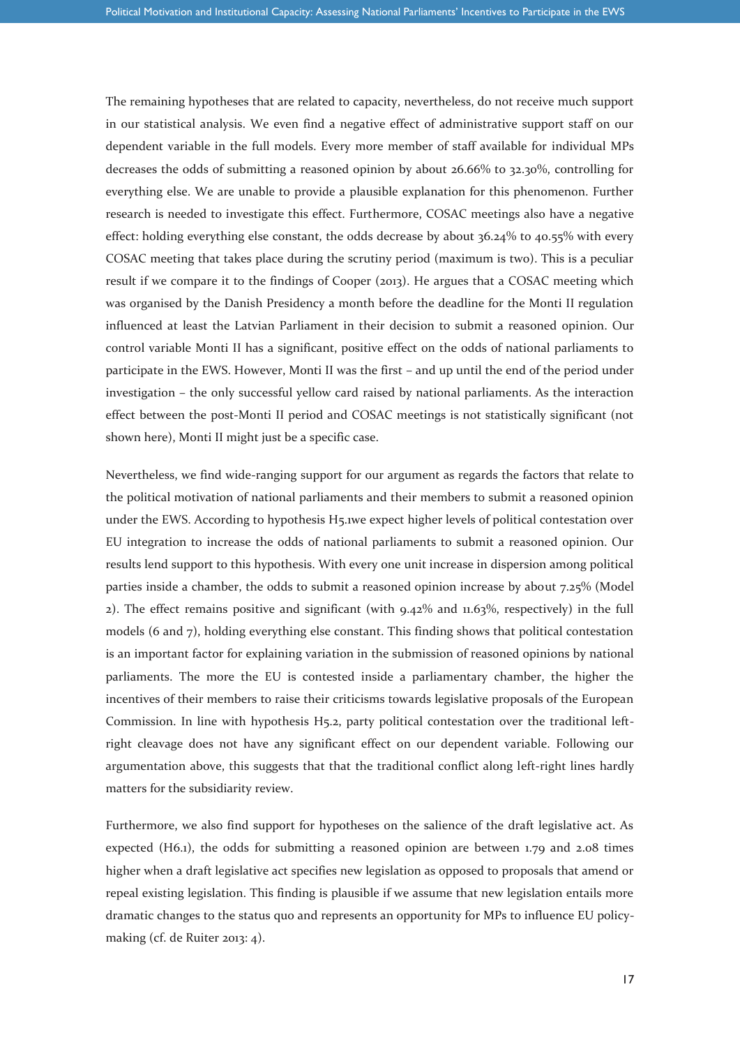The remaining hypotheses that are related to capacity, nevertheless, do not receive much support in our statistical analysis. We even find a negative effect of administrative support staff on our dependent variable in the full models. Every more member of staff available for individual MPs decreases the odds of submitting a reasoned opinion by about 26.66% to 32.30%, controlling for everything else. We are unable to provide a plausible explanation for this phenomenon. Further research is needed to investigate this effect. Furthermore, COSAC meetings also have a negative effect: holding everything else constant, the odds decrease by about 36.24% to 40.55% with every COSAC meeting that takes place during the scrutiny period (maximum is two). This is a peculiar result if we compare it to the findings of Cooper (2013). He argues that a COSAC meeting which was organised by the Danish Presidency a month before the deadline for the Monti II regulation influenced at least the Latvian Parliament in their decision to submit a reasoned opinion. Our control variable Monti II has a significant, positive effect on the odds of national parliaments to participate in the EWS. However, Monti II was the first – and up until the end of the period under investigation – the only successful yellow card raised by national parliaments. As the interaction effect between the post-Monti II period and COSAC meetings is not statistically significant (not shown here), Monti II might just be a specific case.

Nevertheless, we find wide-ranging support for our argument as regards the factors that relate to the political motivation of national parliaments and their members to submit a reasoned opinion under the EWS. According to hypothesis H5.1we expect higher levels of political contestation over EU integration to increase the odds of national parliaments to submit a reasoned opinion. Our results lend support to this hypothesis. With every one unit increase in dispersion among political parties inside a chamber, the odds to submit a reasoned opinion increase by about 7.25% (Model 2). The effect remains positive and significant (with 9.42% and 11.63%, respectively) in the full models (6 and 7), holding everything else constant. This finding shows that political contestation is an important factor for explaining variation in the submission of reasoned opinions by national parliaments. The more the EU is contested inside a parliamentary chamber, the higher the incentives of their members to raise their criticisms towards legislative proposals of the European Commission. In line with hypothesis H5.2, party political contestation over the traditional left-right cleavage does not have any significant effect on our dependent variable. Following our argumentation above, this suggests that that the traditional conflict along left-right lines hardly matters for the subsidiarity review.

Furthermore, we also find support for hypotheses on the salience of the draft legislative act. As expected (H6.1), the odds for submitting a reasoned opinion are between 1.79 and 2.08 times higher when a draft legislative act specifies new legislation as opposed to proposals that amend or repeal existing legislation. This finding is plausible if we assume that new legislation entails more dramatic changes to the status quo and represents an opportunity for MPs to influence EU policy-making (cf. de Ruiter 2013: 4).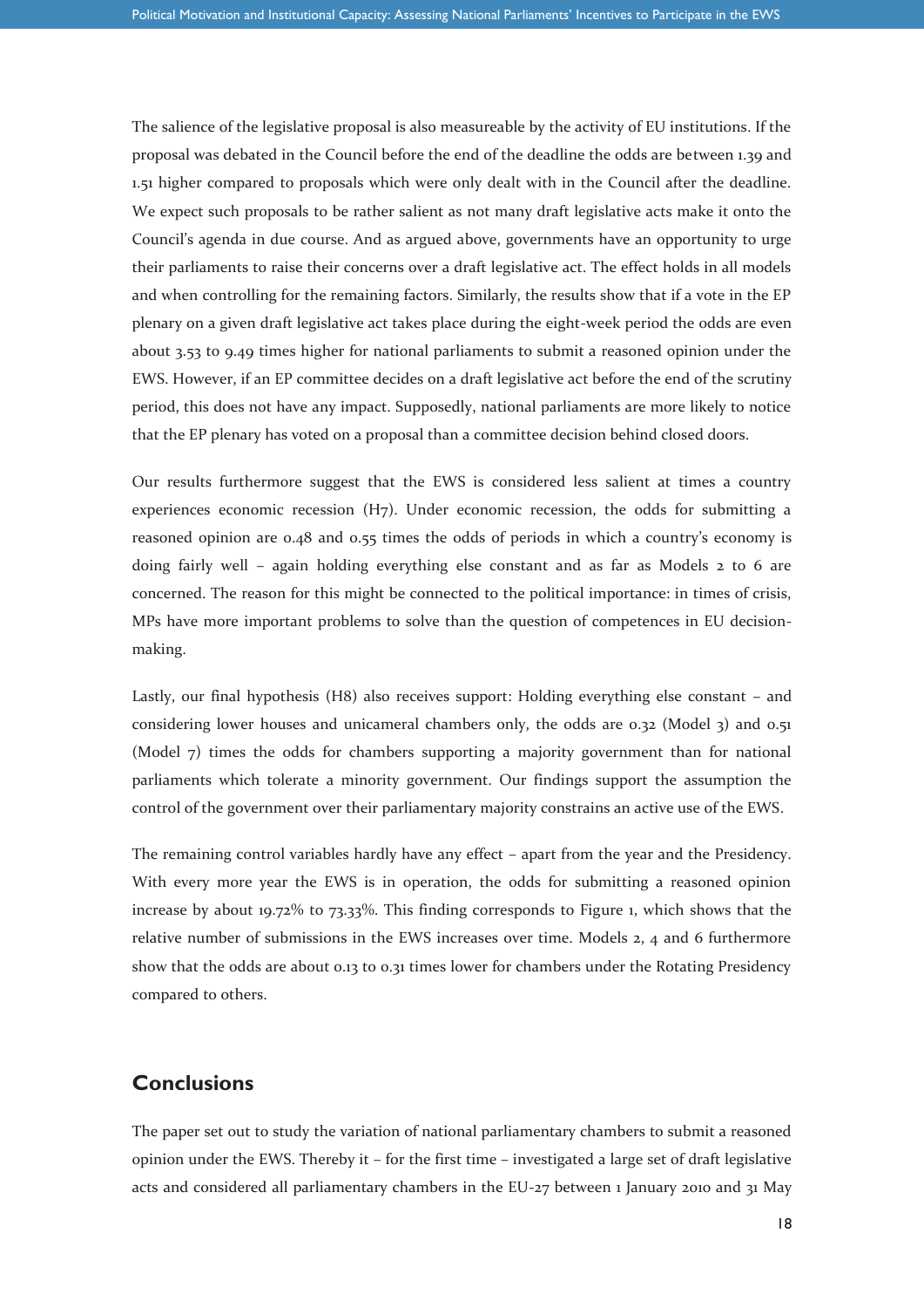The salience of the legislative proposal is also measureable by the activity of EU institutions. If the proposal was debated in the Council before the end of the deadline the odds are between 1.39 and 1.51 higher compared to proposals which were only dealt with in the Council after the deadline. We expect such proposals to be rather salient as not many draft legislative acts make it onto the Council's agenda in due course. And as argued above, governments have an opportunity to urge their parliaments to raise their concerns over a draft legislative act. The effect holds in all models and when controlling for the remaining factors. Similarly, the results show that if a vote in the EP plenary on a given draft legislative act takes place during the eight-week period the odds are even about 3.53 to 9.49 times higher for national parliaments to submit a reasoned opinion under the EWS. However, if an EP committee decides on a draft legislative act before the end of the scrutiny period, this does not have any impact. Supposedly, national parliaments are more likely to notice that the EP plenary has voted on a proposal than a committee decision behind closed doors.

Our results furthermore suggest that the EWS is considered less salient at times a country experiences economic recession (H7). Under economic recession, the odds for submitting a reasoned opinion are 0.48 and 0.55 times the odds of periods in which a country's economy is doing fairly well – again holding everything else constant and as far as Models 2 to 6 are concerned. The reason for this might be connected to the political importance: in times of crisis, MPs have more important problems to solve than the question of competences in EU decision-making.

Lastly, our final hypothesis (H8) also receives support: Holding everything else constant – and considering lower houses and unicameral chambers only, the odds are 0.32 (Model 3) and 0.51 (Model 7) times the odds for chambers supporting a majority government than for national parliaments which tolerate a minority government. Our findings support the assumption the control of the government over their parliamentary majority constrains an active use of the EWS.

The remaining control variables hardly have any effect – apart from the year and the Presidency. With every more year the EWS is in operation, the odds for submitting a reasoned opinion increase by about 19.72% to 73.33%. This finding corresponds to Figure 1, which shows that the relative number of submissions in the EWS increases over time. Models 2, 4 and 6 furthermore show that the odds are about 0.13 to 0.31 times lower for chambers under the Rotating Presidency compared to others.

## Conclusions

The paper set out to study the variation of national parliamentary chambers to submit a reasoned opinion under the EWS. Thereby it – for the first time – investigated a large set of draft legislative acts and considered all parliamentary chambers in the EU-27 between 1 January 2010 and 31 May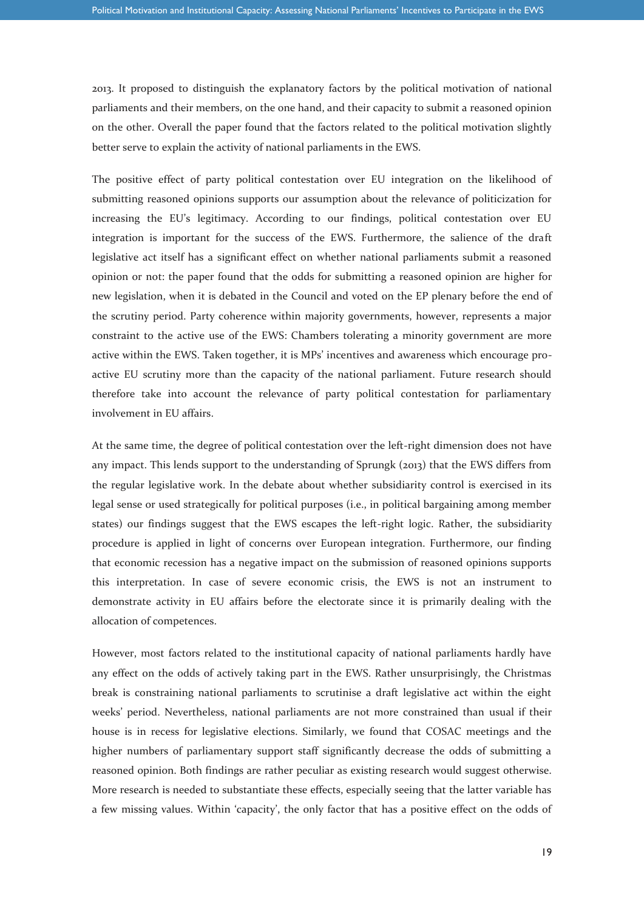2013. It proposed to distinguish the explanatory factors by the political motivation of national parliaments and their members, on the one hand, and their capacity to submit a reasoned opinion on the other. Overall the paper found that the factors related to the political motivation slightly better serve to explain the activity of national parliaments in the EWS.

The positive effect of party political contestation over EU integration on the likelihood of submitting reasoned opinions supports our assumption about the relevance of politicization for increasing the EU's legitimacy. According to our findings, political contestation over EU integration is important for the success of the EWS. Furthermore, the salience of the draft legislative act itself has a significant effect on whether national parliaments submit a reasoned opinion or not: the paper found that the odds for submitting a reasoned opinion are higher for new legislation, when it is debated in the Council and voted on the EP plenary before the end of the scrutiny period. Party coherence within majority governments, however, represents a major constraint to the active use of the EWS: Chambers tolerating a minority government are more active within the EWS. Taken together, it is MPs' incentives and awareness which encourage pro-active EU scrutiny more than the capacity of the national parliament. Future research should therefore take into account the relevance of party political contestation for parliamentary involvement in EU affairs.

At the same time, the degree of political contestation over the left-right dimension does not have any impact. This lends support to the understanding of Sprungk (2013) that the EWS differs from the regular legislative work. In the debate about whether subsidiarity control is exercised in its legal sense or used strategically for political purposes (i.e., in political bargaining among member states) our findings suggest that the EWS escapes the left-right logic. Rather, the subsidiarity procedure is applied in light of concerns over European integration. Furthermore, our finding that economic recession has a negative impact on the submission of reasoned opinions supports this interpretation. In case of severe economic crisis, the EWS is not an instrument to demonstrate activity in EU affairs before the electorate since it is primarily dealing with the allocation of competences.

However, most factors related to the institutional capacity of national parliaments hardly have any effect on the odds of actively taking part in the EWS. Rather unsurprisingly, the Christmas break is constraining national parliaments to scrutinise a draft legislative act within the eight weeks' period. Nevertheless, national parliaments are not more constrained than usual if their house is in recess for legislative elections. Similarly, we found that COSAC meetings and the higher numbers of parliamentary support staff significantly decrease the odds of submitting a reasoned opinion. Both findings are rather peculiar as existing research would suggest otherwise. More research is needed to substantiate these effects, especially seeing that the latter variable has a few missing values. Within 'capacity', the only factor that has a positive effect on the odds of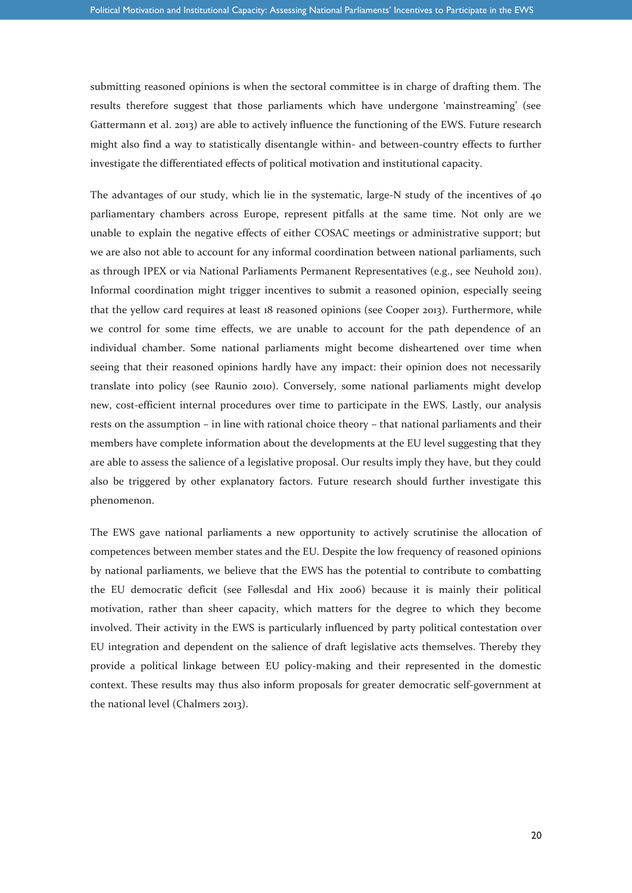submitting reasoned opinions is when the sectoral committee is in charge of drafting them. The results therefore suggest that those parliaments which have undergone 'mainstreaming' (see Gattermann et al. 2013) are able to actively influence the functioning of the EWS. Future research might also find a way to statistically disentangle within- and between-country effects to further investigate the differentiated effects of political motivation and institutional capacity.

The advantages of our study, which lie in the systematic, large-N study of the incentives of 40 parliamentary chambers across Europe, represent pitfalls at the same time. Not only are we unable to explain the negative effects of either COSAC meetings or administrative support; but we are also not able to account for any informal coordination between national parliaments, such as through IPEX or via National Parliaments Permanent Representatives (e.g., see Neuhold 2011). Informal coordination might trigger incentives to submit a reasoned opinion, especially seeing that the yellow card requires at least 18 reasoned opinions (see Cooper 2013). Furthermore, while we control for some time effects, we are unable to account for the path dependence of an individual chamber. Some national parliaments might become disheartened over time when seeing that their reasoned opinions hardly have any impact: their opinion does not necessarily translate into policy (see Raunio 2010). Conversely, some national parliaments might develop new, cost-efficient internal procedures over time to participate in the EWS. Lastly, our analysis rests on the assumption – in line with rational choice theory – that national parliaments and their members have complete information about the developments at the EU level suggesting that they are able to assess the salience of a legislative proposal. Our results imply they have, but they could also be triggered by other explanatory factors. Future research should further investigate this phenomenon.

The EWS gave national parliaments a new opportunity to actively scrutinise the allocation of competences between member states and the EU. Despite the low frequency of reasoned opinions by national parliaments, we believe that the EWS has the potential to contribute to combatting the EU democratic deficit (see Føllesdal and Hix 2006) because it is mainly their political motivation, rather than sheer capacity, which matters for the degree to which they become involved. Their activity in the EWS is particularly influenced by party political contestation over EU integration and dependent on the salience of draft legislative acts themselves. Thereby they provide a political linkage between EU policy-making and their represented in the domestic context. These results may thus also inform proposals for greater democratic self-government at the national level (Chalmers 2013).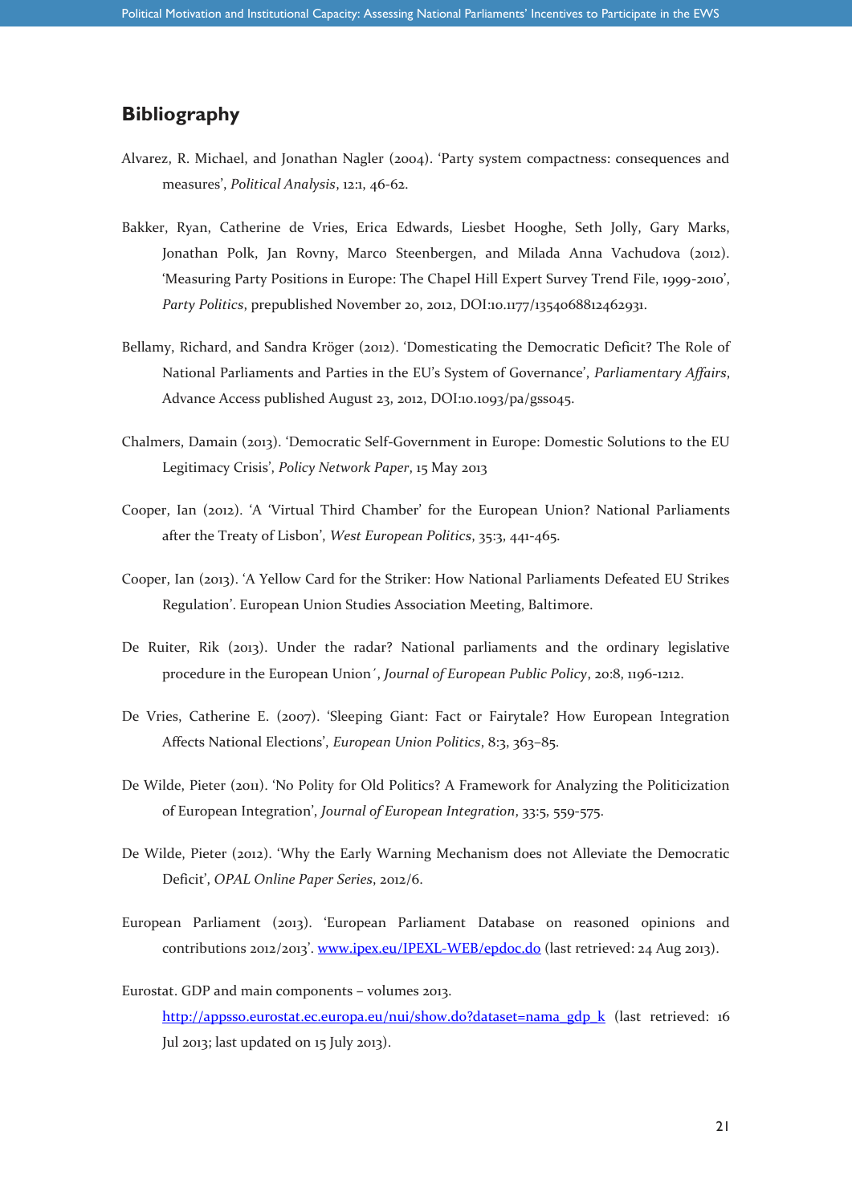## Bibliography

Alvarez, R. Michael, and Jonathan Nagler (2004). 'Party system compactness: consequences and measures', *Political Analysis*, 12:1, 46-62.

Bakker, Ryan, Catherine de Vries, Erica Edwards, Liesbet Hooghe, Seth Jolly, Gary Marks, Jonathan Polk, Jan Rovny, Marco Steenbergen, and Milada Anna Vachudova (2012). 'Measuring Party Positions in Europe: The Chapel Hill Expert Survey Trend File, 1999-2010', *Party Politics*, prepublished November 20, 2012, DOI:10.1177/1354068812462931.

Bellamy, Richard, and Sandra Kröger (2012). 'Domesticating the Democratic Deficit? The Role of National Parliaments and Parties in the EU's System of Governance', *Parliamentary Affairs*, Advance Access published August 23, 2012, DOI:10.1093/pa/gss045.

Chalmers, Damain (2013). 'Democratic Self-Government in Europe: Domestic Solutions to the EU Legitimacy Crisis', *Policy Network Paper*, 15 May 2013

Cooper, Ian (2012). 'A 'Virtual Third Chamber' for the European Union? National Parliaments after the Treaty of Lisbon', *West European Politics*, 35:3, 441-465.

Cooper, Ian (2013). 'A Yellow Card for the Striker: How National Parliaments Defeated EU Strikes Regulation'. European Union Studies Association Meeting, Baltimore.

De Ruiter, Rik (2013). Under the radar? National parliaments and the ordinary legislative procedure in the European Union´, *Journal of European Public Policy*, 20:8, 1196-1212.

De Vries, Catherine E. (2007). 'Sleeping Giant: Fact or Fairytale? How European Integration Affects National Elections', *European Union Politics*, 8:3, 363–85.

De Wilde, Pieter (2011). 'No Polity for Old Politics? A Framework for Analyzing the Politicization of European Integration', *Journal of European Integration*, 33:5, 559-575.

De Wilde, Pieter (2012). 'Why the Early Warning Mechanism does not Alleviate the Democratic Deficit', *OPAL Online Paper Series*, 2012/6.

European Parliament (2013). 'European Parliament Database on reasoned opinions and contributions 2012/2013'. [www.ipex.eu/IPEXL-WEB/epdoc.do](www.ipex.eu/IPEXL-WEB/epdoc.do) (last retrieved: 24 Aug 2013).

Eurostat. GDP and main components – volumes 2013. [http://appsso.eurostat.ec.europa.eu/nui/show.do?dataset=nama_gdp_k](http://appsso.eurostat.ec.europa.eu/nui/show.do?dataset=nama_gdp_k) (last retrieved: 16 Jul 2013; last updated on 15 July 2013).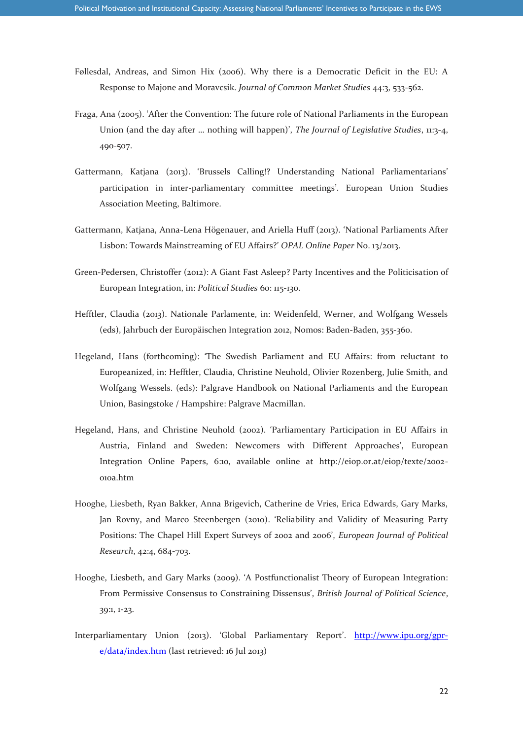Føllesdal, Andreas, and Simon Hix (2006). Why there is a Democratic Deficit in the EU: A Response to Majone and Moravcsik. *Journal of Common Market Studies* 44:3, 533-562.

Fraga, Ana (2005). 'After the Convention: The future role of National Parliaments in the European Union (and the day after … nothing will happen)', *The Journal of Legislative Studies*, 11:3-4, 490-507.

Gattermann, Katjana (2013). 'Brussels Calling!? Understanding National Parliamentarians' participation in inter-parliamentary committee meetings'. European Union Studies Association Meeting, Baltimore.

Gattermann, Katjana, Anna-Lena Högenauer, and Ariella Huff (2013). 'National Parliaments After Lisbon: Towards Mainstreaming of EU Affairs?' *OPAL Online Paper* No. 13/2013.

Green-Pedersen, Christoffer (2012): A Giant Fast Asleep? Party Incentives and the Politicisation of European Integration, in: *Political Studies* 60: 115-130.

Hefftler, Claudia (2013). Nationale Parlamente, in: Weidenfeld, Werner, and Wolfgang Wessels (eds), Jahrbuch der Europäischen Integration 2012, Nomos: Baden-Baden, 355-360.

Hegeland, Hans (forthcoming): 'The Swedish Parliament and EU Affairs: from reluctant to Europeanized, in: Hefftler, Claudia, Christine Neuhold, Olivier Rozenberg, Julie Smith, and Wolfgang Wessels. (eds): Palgrave Handbook on National Parliaments and the European Union, Basingstoke / Hampshire: Palgrave Macmillan.

Hegeland, Hans, and Christine Neuhold (2002). 'Parliamentary Participation in EU Affairs in Austria, Finland and Sweden: Newcomers with Different Approaches', European Integration Online Papers, 6:10, available online at http://eiop.or.at/eiop/texte/2002-010a.htm

Hooghe, Liesbeth, Ryan Bakker, Anna Brigevich, Catherine de Vries, Erica Edwards, Gary Marks, Jan Rovny, and Marco Steenbergen (2010). 'Reliability and Validity of Measuring Party Positions: The Chapel Hill Expert Surveys of 2002 and 2006', *European Journal of Political Research*, 42:4, 684-703.

Hooghe, Liesbeth, and Gary Marks (2009). 'A Postfunctionalist Theory of European Integration: From Permissive Consensus to Constraining Dissensus', *British Journal of Political Science*, 39:1, 1-23.

Interparliamentary Union (2013). 'Global Parliamentary Report'. http://www.ipu.org/gpr-e/data/index.htm (last retrieved: 16 Jul 2013)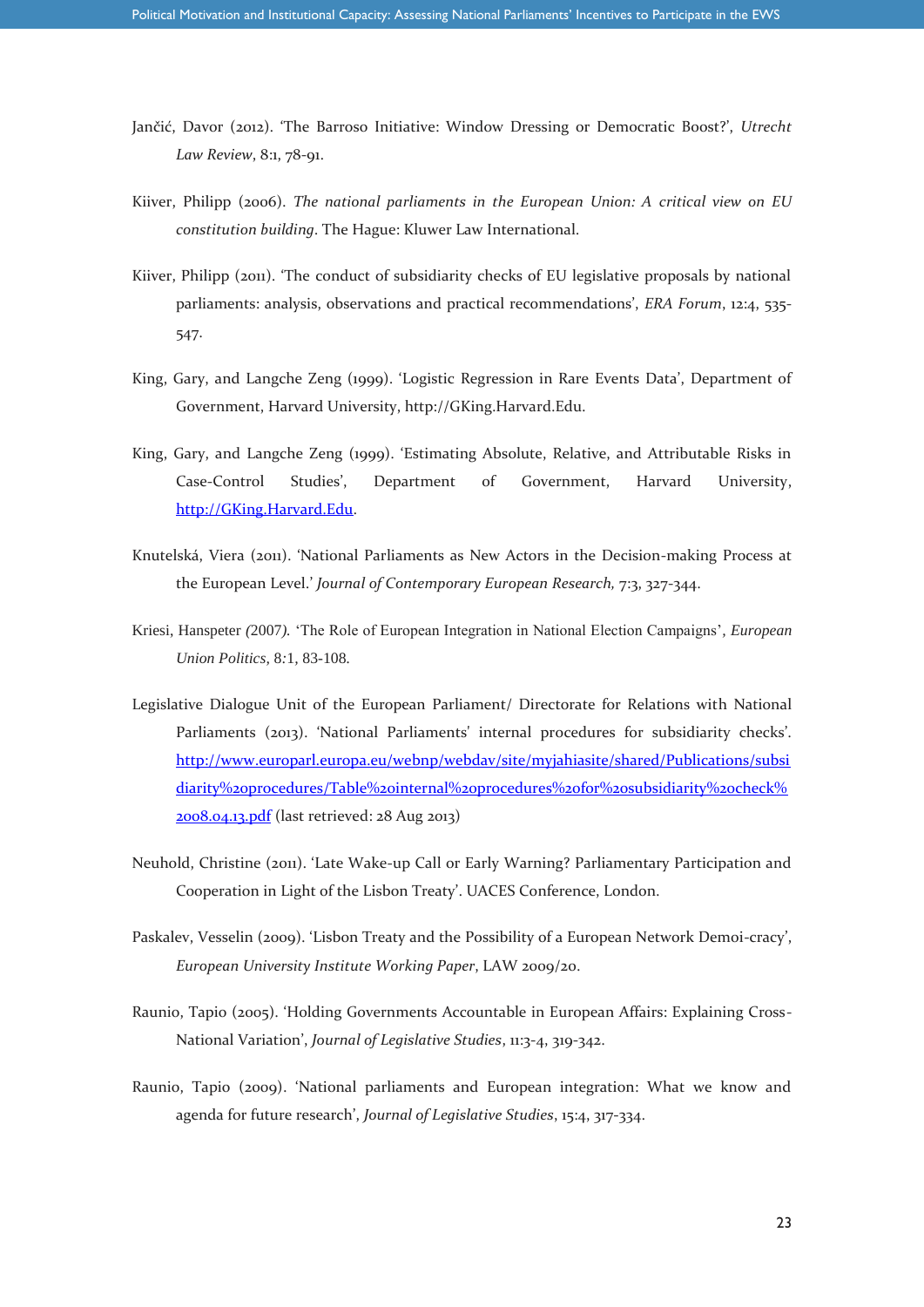Jančić, Davor (2012). 'The Barroso Initiative: Window Dressing or Democratic Boost?', *Utrecht Law Review*, 8:1, 78-91.

Kiiver, Philipp (2006). *The national parliaments in the European Union: A critical view on EU constitution building*. The Hague: Kluwer Law International.

Kiiver, Philipp (2011). 'The conduct of subsidiarity checks of EU legislative proposals by national parliaments: analysis, observations and practical recommendations', *ERA Forum*, 12:4, 535-547.

King, Gary, and Langche Zeng (1999). 'Logistic Regression in Rare Events Data', Department of Government, Harvard University, http://GKing.Harvard.Edu.

King, Gary, and Langche Zeng (1999). 'Estimating Absolute, Relative, and Attributable Risks in Case-Control Studies', Department of Government, Harvard University, http://GKing.Harvard.Edu.

Knutelská, Viera (2011). 'National Parliaments as New Actors in the Decision-making Process at the European Level.' *Journal of Contemporary European Research,* 7:3, 327-344.

Kriesi, Hanspeter (2007). 'The Role of European Integration in National Election Campaigns', *European Union Politics*, 8:1, 83-108.

Legislative Dialogue Unit of the European Parliament/ Directorate for Relations with National Parliaments (2013). 'National Parliaments' internal procedures for subsidiarity checks'. http://www.europarl.europa.eu/webnp/webdav/site/myjahiasite/shared/Publications/subsidiarity%20procedures/Table%20internal%20procedures%20for%20subsidiarity%20check%2008.04.13.pdf (last retrieved: 28 Aug 2013)

Neuhold, Christine (2011). 'Late Wake-up Call or Early Warning? Parliamentary Participation and Cooperation in Light of the Lisbon Treaty'. UACES Conference, London.

Paskalev, Vesselin (2009). 'Lisbon Treaty and the Possibility of a European Network Demoi-cracy', *European University Institute Working Paper*, LAW 2009/20.

Raunio, Tapio (2005). 'Holding Governments Accountable in European Affairs: Explaining Cross-National Variation', *Journal of Legislative Studies*, 11:3-4, 319-342.

Raunio, Tapio (2009). 'National parliaments and European integration: What we know and agenda for future research', *Journal of Legislative Studies*, 15:4, 317-334.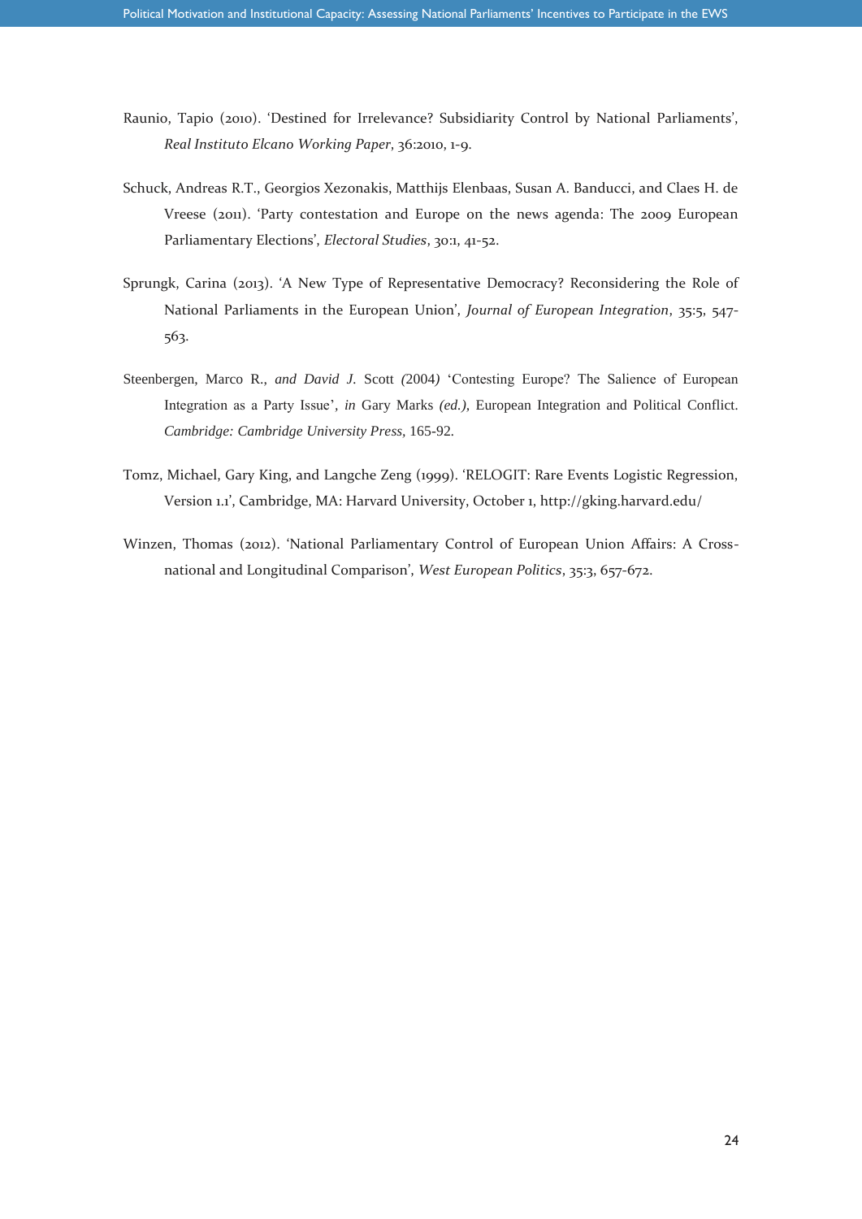Raunio, Tapio (2010). 'Destined for Irrelevance? Subsidiarity Control by National Parliaments', *Real Instituto Elcano Working Paper*, 36:2010, 1-9.

Schuck, Andreas R.T., Georgios Xezonakis, Matthijs Elenbaas, Susan A. Banducci, and Claes H. de Vreese (2011). 'Party contestation and Europe on the news agenda: The 2009 European Parliamentary Elections', *Electoral Studies*, 30:1, 41-52.

Sprungk, Carina (2013). 'A New Type of Representative Democracy? Reconsidering the Role of National Parliaments in the European Union', *Journal of European Integration*, 35:5, 547-563.

Steenbergen, Marco R., *and David J.* Scott *(*2004*)* 'Contesting Europe? The Salience of European Integration as a Party Issue', *in* Gary Marks *(ed.),* European Integration and Political Conflict. *Cambridge: Cambridge University Press*, 165-92.

Tomz, Michael, Gary King, and Langche Zeng (1999). 'RELOGIT: Rare Events Logistic Regression, Version 1.1', Cambridge, MA: Harvard University, October 1, http://gking.harvard.edu/

Winzen, Thomas (2012). 'National Parliamentary Control of European Union Affairs: A Cross-national and Longitudinal Comparison', *West European Politics*, 35:3, 657-672.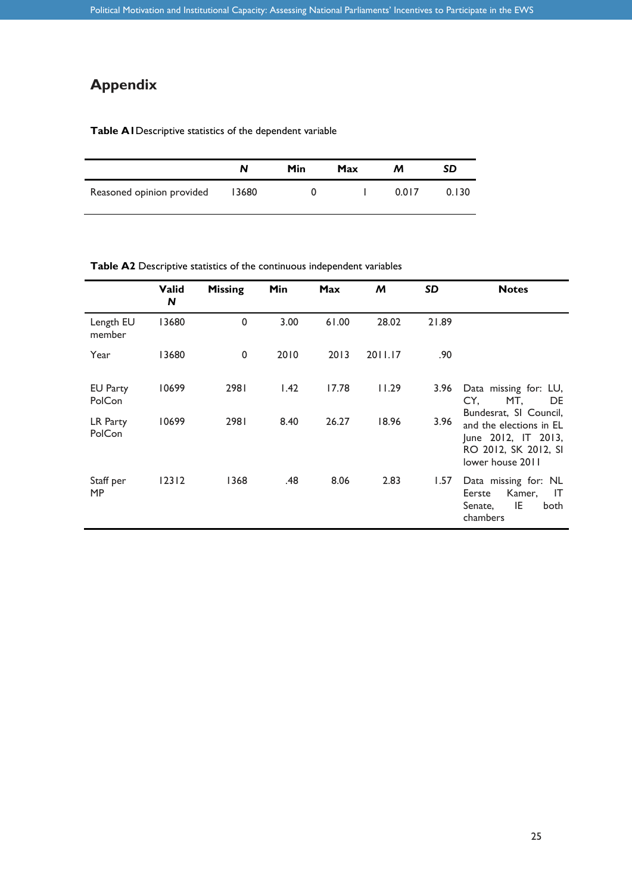## Appendix

**Table A1** Descriptive statistics of the dependent variable

| | *N* | Min | Max | *M* | *SD* |
|---|---|---|---|---|---|
| Reasoned opinion provided | 13680 | 0 | 1 | 0.017 | 0.130 |

**Table A2** Descriptive statistics of the continuous independent variables

| | Valid *N* | Missing | Min | Max | *M* | *SD* | Notes |
|---|---|---|---|---|---|---|---|
| Length EU member | 13680 | 0 | 3.00 | 61.00 | 28.02 | 21.89 | |
| Year | 13680 | 0 | 2010 | 2013 | 2011.17 | .90 | |
| EU Party PolCon | 10699 | 2981 | 1.42 | 17.78 | 11.29 | 3.96 | Data missing for: LU, CY, MT, DE Bundesrat, SI Council, and the elections in EL June 2012, IT 2013, RO 2012, SK 2012, SI lower house 2011 |
| LR Party PolCon | 10699 | 2981 | 8.40 | 26.27 | 18.96 | 3.96 | |
| Staff per MP | 12312 | 1368 | .48 | 8.06 | 2.83 | 1.57 | Data missing for: NL Eerste Kamer, IT Senate, IE both chambers |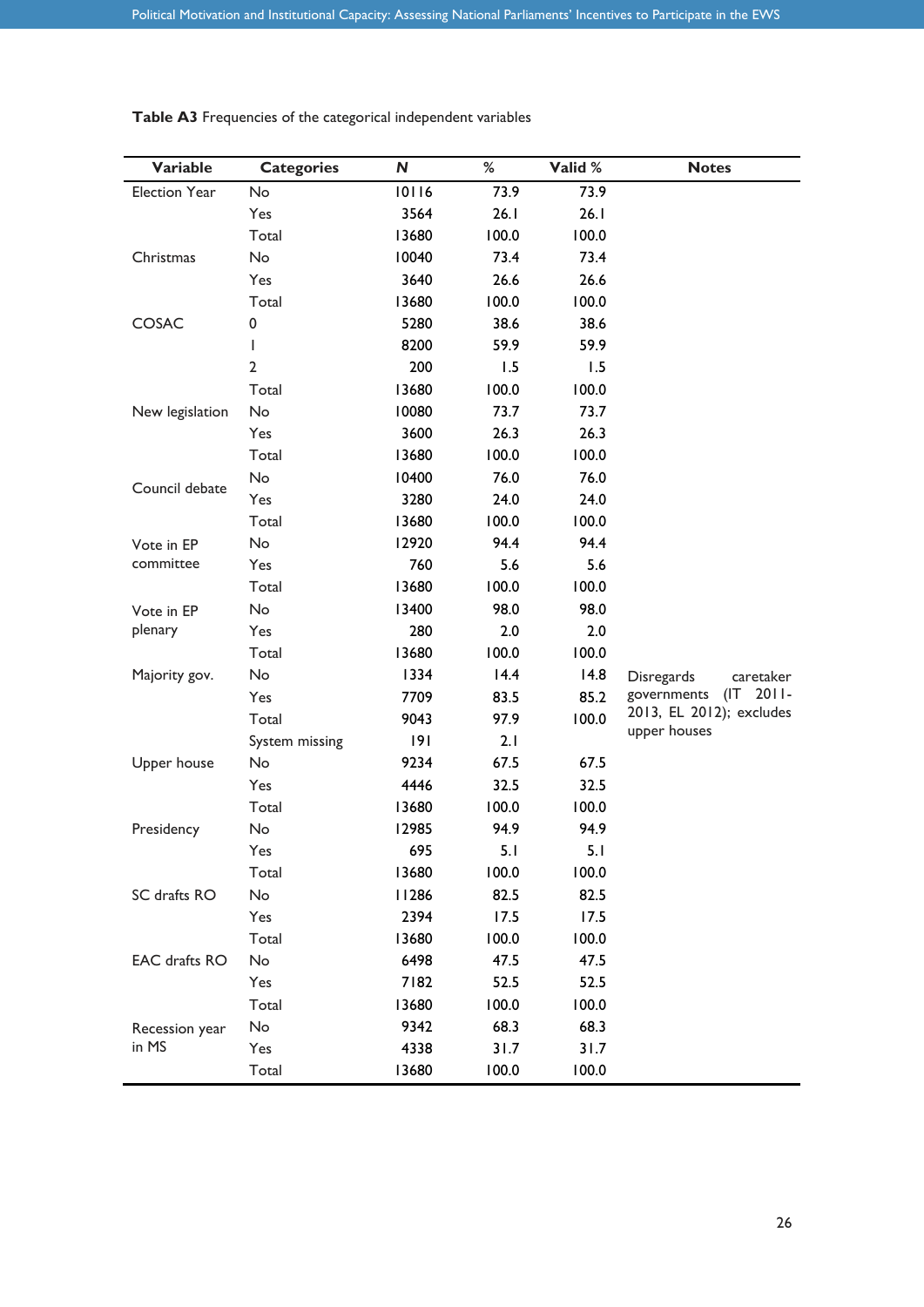**Table A3** Frequencies of the categorical independent variables

| Variable | Categories | N | % | Valid % | Notes |
|---|---|---|---|---|---|
| Election Year | No | 10116 | 73.9 | 73.9 | |
| | Yes | 3564 | 26.1 | 26.1 | |
| | Total | 13680 | 100.0 | 100.0 | |
| Christmas | No | 10040 | 73.4 | 73.4 | |
| | Yes | 3640 | 26.6 | 26.6 | |
| | Total | 13680 | 100.0 | 100.0 | |
| COSAC | 0 | 5280 | 38.6 | 38.6 | |
| | 1 | 8200 | 59.9 | 59.9 | |
| | 2 | 200 | 1.5 | 1.5 | |
| | Total | 13680 | 100.0 | 100.0 | |
| New legislation | No | 10080 | 73.7 | 73.7 | |
| | Yes | 3600 | 26.3 | 26.3 | |
| | Total | 13680 | 100.0 | 100.0 | |
| Council debate | No | 10400 | 76.0 | 76.0 | |
| | Yes | 3280 | 24.0 | 24.0 | |
| | Total | 13680 | 100.0 | 100.0 | |
| Vote in EP committee | No | 12920 | 94.4 | 94.4 | |
| | Yes | 760 | 5.6 | 5.6 | |
| | Total | 13680 | 100.0 | 100.0 | |
| Vote in EP plenary | No | 13400 | 98.0 | 98.0 | |
| | Yes | 280 | 2.0 | 2.0 | |
| | Total | 13680 | 100.0 | 100.0 | |
| Majority gov. | No | 1334 | 14.4 | 14.8 | Disregards caretaker governments (IT 2011-2013, EL 2012); excludes upper houses |
| | Yes | 7709 | 83.5 | 85.2 | |
| | Total | 9043 | 97.9 | 100.0 | |
| | System missing | 191 | 2.1 | | |
| Upper house | No | 9234 | 67.5 | 67.5 | |
| | Yes | 4446 | 32.5 | 32.5 | |
| | Total | 13680 | 100.0 | 100.0 | |
| Presidency | No | 12985 | 94.9 | 94.9 | |
| | Yes | 695 | 5.1 | 5.1 | |
| | Total | 13680 | 100.0 | 100.0 | |
| SC drafts RO | No | 11286 | 82.5 | 82.5 | |
| | Yes | 2394 | 17.5 | 17.5 | |
| | Total | 13680 | 100.0 | 100.0 | |
| EAC drafts RO | No | 6498 | 47.5 | 47.5 | |
| | Yes | 7182 | 52.5 | 52.5 | |
| | Total | 13680 | 100.0 | 100.0 | |
| Recession year in MS | No | 9342 | 68.3 | 68.3 | |
| | Yes | 4338 | 31.7 | 31.7 | |
| | Total | 13680 | 100.0 | 100.0 | |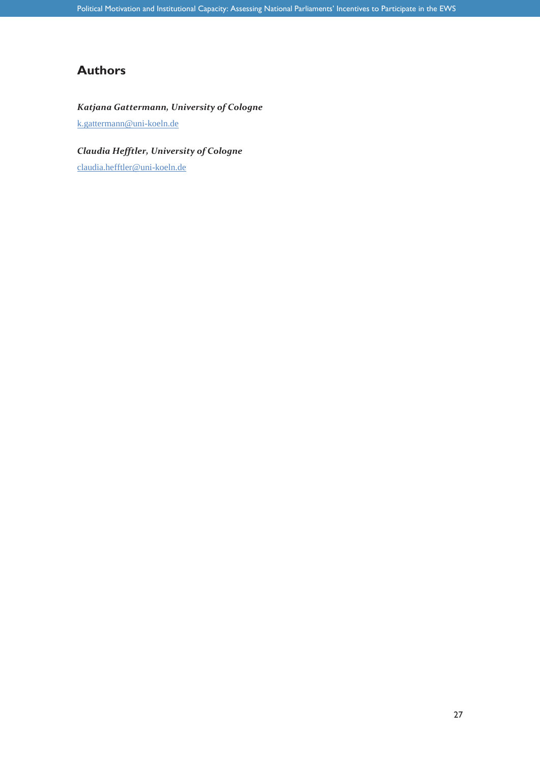## Authors

***Katjana Gattermann, University of Cologne***

k.gattermann@uni-koeln.de

***Claudia Hefftler, University of Cologne***

claudia.hefftler@uni-koeln.de